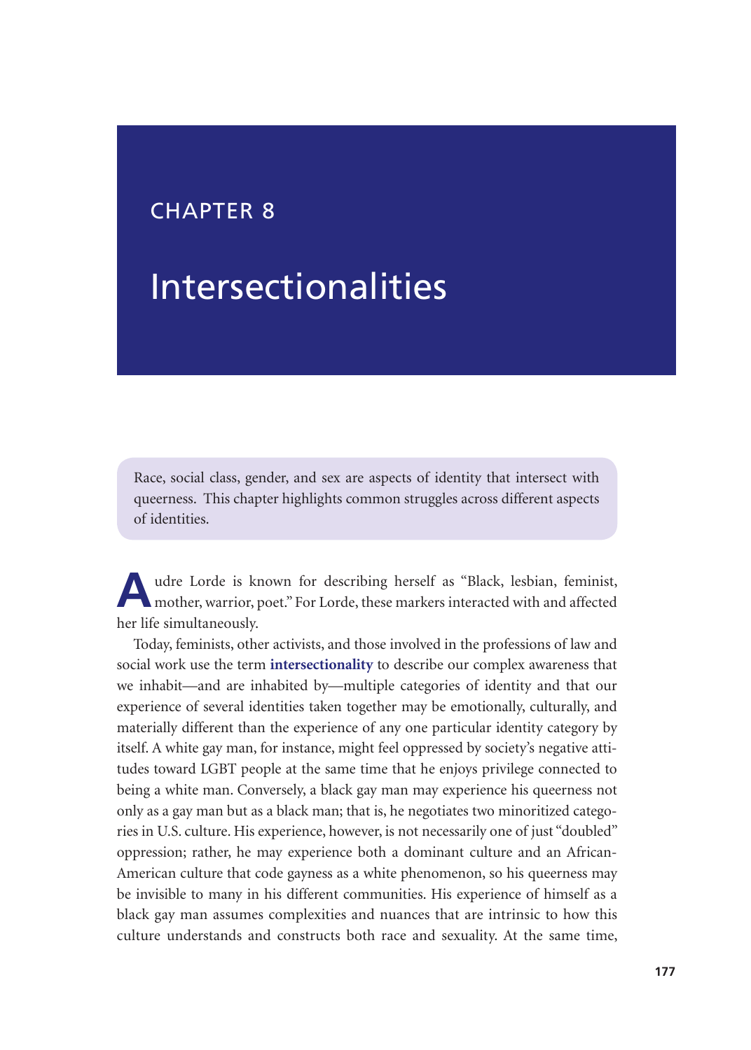# CHAPTER 8

# Intersectionalities

> Race, social class, gender, and sex are aspects of identity that intersect with queerness. This chapter highlights common struggles across different aspects of identities.

Audre Lorde is known for describing herself as "Black, lesbian, feminist, mother, warrior, poet." For Lorde, these markers interacted with and affected her life simultaneously.

Today, feminists, other activists, and those involved in the professions of law and social work use the term **intersectionality** to describe our complex awareness that we inhabit—and are inhabited by—multiple categories of identity and that our experience of several identities taken together may be emotionally, culturally, and materially different than the experience of any one particular identity category by itself. A white gay man, for instance, might feel oppressed by society's negative attitudes toward LGBT people at the same time that he enjoys privilege connected to being a white man. Conversely, a black gay man may experience his queerness not only as a gay man but as a black man; that is, he negotiates two minoritized categories in U.S. culture. His experience, however, is not necessarily one of just "doubled" oppression; rather, he may experience both a dominant culture and an African-American culture that code gayness as a white phenomenon, so his queerness may be invisible to many in his different communities. His experience of himself as a black gay man assumes complexities and nuances that are intrinsic to how this culture understands and constructs both race and sexuality. At the same time,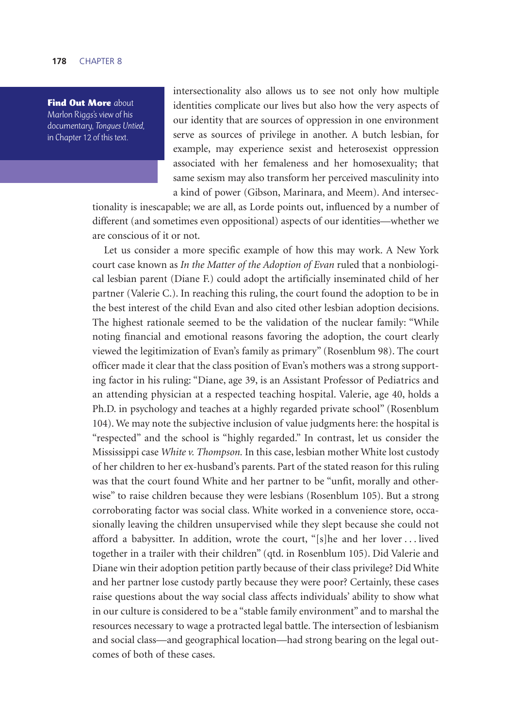**Find Out More** about Marlon Riggs's view of his documentary, *Tongues Untied,* in Chapter 12 of this text.

intersectionality also allows us to see not only how multiple identities complicate our lives but also how the very aspects of our identity that are sources of oppression in one environment serve as sources of privilege in another. A butch lesbian, for example, may experience sexist and heterosexist oppression associated with her femaleness and her homosexuality; that same sexism may also transform her perceived masculinity into a kind of power (Gibson, Marinara, and Meem). And intersectionality is inescapable; we are all, as Lorde points out, influenced by a number of different (and sometimes even oppositional) aspects of our identities—whether we are conscious of it or not.

Let us consider a more specific example of how this may work. A New York court case known as *In the Matter of the Adoption of Evan* ruled that a nonbiological lesbian parent (Diane F.) could adopt the artificially inseminated child of her partner (Valerie C.). In reaching this ruling, the court found the adoption to be in the best interest of the child Evan and also cited other lesbian adoption decisions. The highest rationale seemed to be the validation of the nuclear family: "While noting financial and emotional reasons favoring the adoption, the court clearly viewed the legitimization of Evan's family as primary" (Rosenblum 98). The court officer made it clear that the class position of Evan's mothers was a strong supporting factor in his ruling: "Diane, age 39, is an Assistant Professor of Pediatrics and an attending physician at a respected teaching hospital. Valerie, age 40, holds a Ph.D. in psychology and teaches at a highly regarded private school" (Rosenblum 104). We may note the subjective inclusion of value judgments here: the hospital is "respected" and the school is "highly regarded." In contrast, let us consider the Mississippi case *White v. Thompson.* In this case, lesbian mother White lost custody of her children to her ex-husband's parents. Part of the stated reason for this ruling was that the court found White and her partner to be "unfit, morally and otherwise" to raise children because they were lesbians (Rosenblum 105). But a strong corroborating factor was social class. White worked in a convenience store, occasionally leaving the children unsupervised while they slept because she could not afford a babysitter. In addition, wrote the court, "[s]he and her lover . . . lived together in a trailer with their children" (qtd. in Rosenblum 105). Did Valerie and Diane win their adoption petition partly because of their class privilege? Did White and her partner lose custody partly because they were poor? Certainly, these cases raise questions about the way social class affects individuals' ability to show what in our culture is considered to be a "stable family environment" and to marshal the resources necessary to wage a protracted legal battle. The intersection of lesbianism and social class—and geographical location—had strong bearing on the legal outcomes of both of these cases.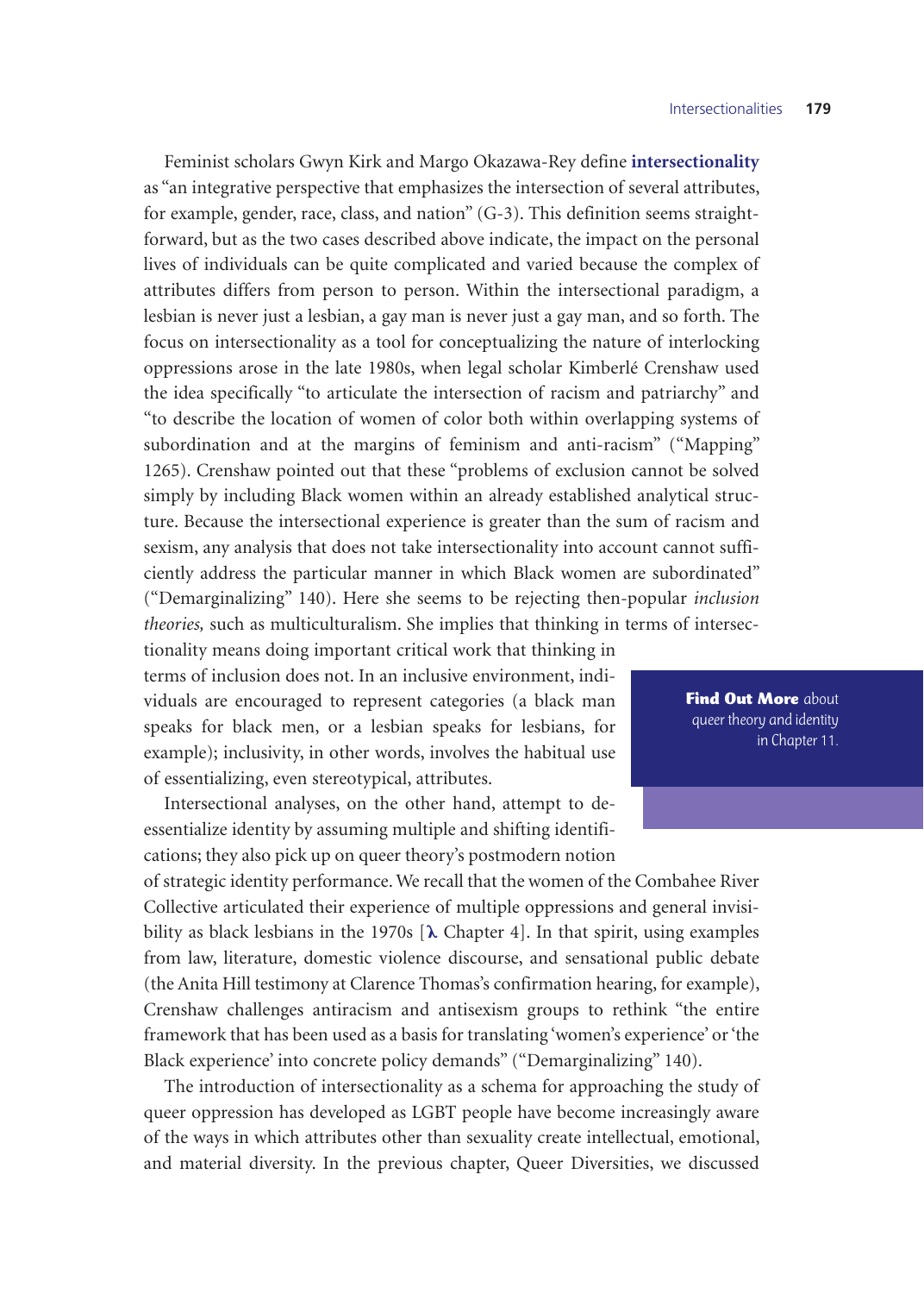Feminist scholars Gwyn Kirk and Margo Okazawa-Rey define **intersectionality** as "an integrative perspective that emphasizes the intersection of several attributes, for example, gender, race, class, and nation" (G-3). This definition seems straightforward, but as the two cases described above indicate, the impact on the personal lives of individuals can be quite complicated and varied because the complex of attributes differs from person to person. Within the intersectional paradigm, a lesbian is never just a lesbian, a gay man is never just a gay man, and so forth. The focus on intersectionality as a tool for conceptualizing the nature of interlocking oppressions arose in the late 1980s, when legal scholar Kimberlé Crenshaw used the idea specifically "to articulate the intersection of racism and patriarchy" and "to describe the location of women of color both within overlapping systems of subordination and at the margins of feminism and anti-racism" ("Mapping" 1265). Crenshaw pointed out that these "problems of exclusion cannot be solved simply by including Black women within an already established analytical structure. Because the intersectional experience is greater than the sum of racism and sexism, any analysis that does not take intersectionality into account cannot sufficiently address the particular manner in which Black women are subordinated" ("Demarginalizing" 140). Here she seems to be rejecting then-popular *inclusion theories,* such as multiculturalism. She implies that thinking in terms of intersectionality means doing important critical work that thinking in terms of inclusion does not. In an inclusive environment, individuals are encouraged to represent categories (a black man speaks for black men, or a lesbian speaks for lesbians, for example); inclusivity, in other words, involves the habitual use of essentializing, even stereotypical, attributes.

**Find Out More** about queer theory and identity in Chapter 11.

Intersectional analyses, on the other hand, attempt to de-essentialize identity by assuming multiple and shifting identifications; they also pick up on queer theory's postmodern notion of strategic identity performance. We recall that the women of the Combahee River Collective articulated their experience of multiple oppressions and general invisibility as black lesbians in the 1970s [λ Chapter 4]. In that spirit, using examples from law, literature, domestic violence discourse, and sensational public debate (the Anita Hill testimony at Clarence Thomas's confirmation hearing, for example), Crenshaw challenges antiracism and antisexism groups to rethink "the entire framework that has been used as a basis for translating 'women's experience' or 'the Black experience' into concrete policy demands" ("Demarginalizing" 140).

The introduction of intersectionality as a schema for approaching the study of queer oppression has developed as LGBT people have become increasingly aware of the ways in which attributes other than sexuality create intellectual, emotional, and material diversity. In the previous chapter, Queer Diversities, we discussed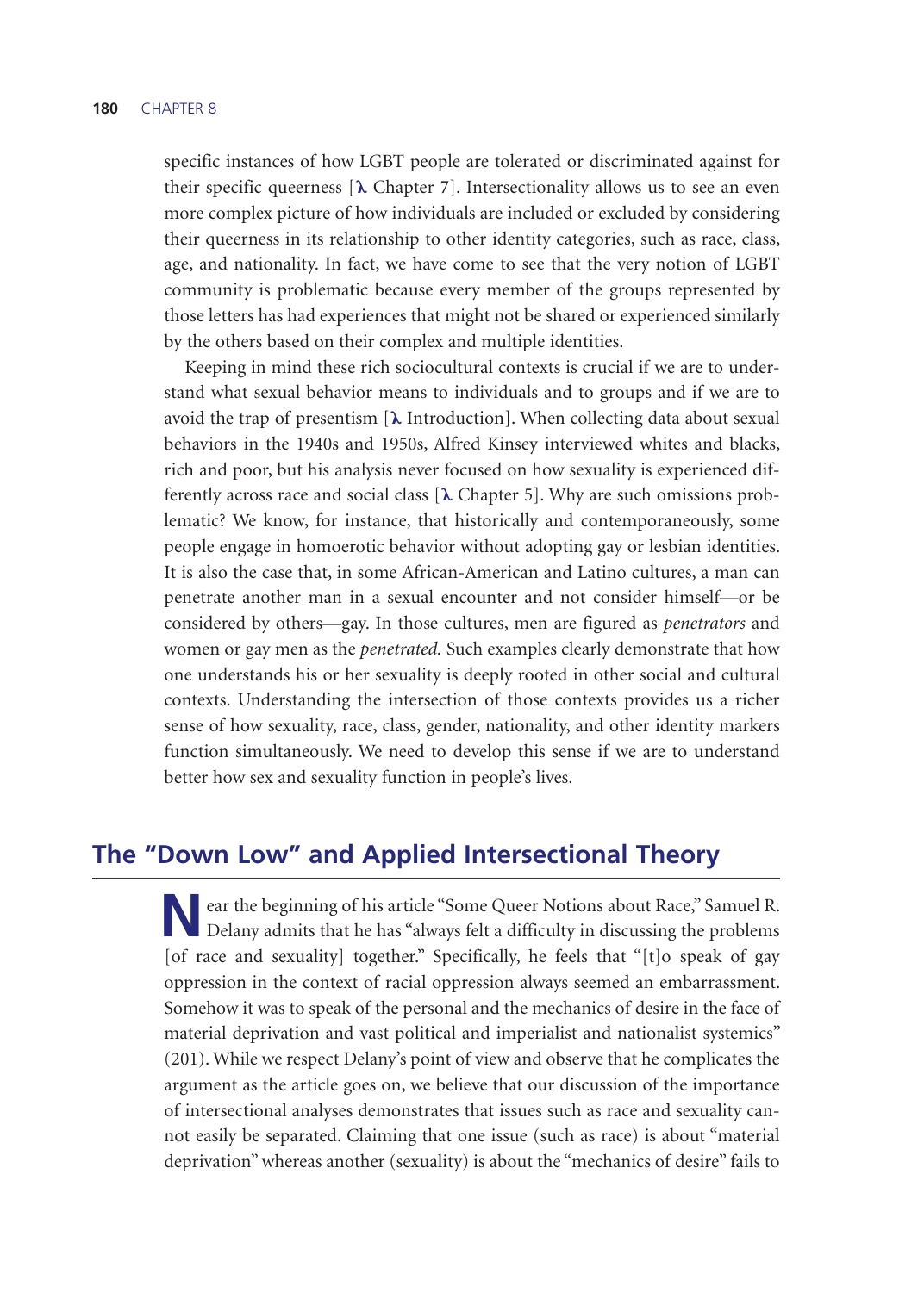specific instances of how LGBT people are tolerated or discriminated against for their specific queerness [λ Chapter 7]. Intersectionality allows us to see an even more complex picture of how individuals are included or excluded by considering their queerness in its relationship to other identity categories, such as race, class, age, and nationality. In fact, we have come to see that the very notion of LGBT community is problematic because every member of the groups represented by those letters has had experiences that might not be shared or experienced similarly by the others based on their complex and multiple identities.

Keeping in mind these rich sociocultural contexts is crucial if we are to understand what sexual behavior means to individuals and to groups and if we are to avoid the trap of presentism [λ Introduction]. When collecting data about sexual behaviors in the 1940s and 1950s, Alfred Kinsey interviewed whites and blacks, rich and poor, but his analysis never focused on how sexuality is experienced differently across race and social class [λ Chapter 5]. Why are such omissions problematic? We know, for instance, that historically and contemporaneously, some people engage in homoerotic behavior without adopting gay or lesbian identities. It is also the case that, in some African-American and Latino cultures, a man can penetrate another man in a sexual encounter and not consider himself—or be considered by others—gay. In those cultures, men are figured as *penetrators* and women or gay men as the *penetrated.* Such examples clearly demonstrate that how one understands his or her sexuality is deeply rooted in other social and cultural contexts. Understanding the intersection of those contexts provides us a richer sense of how sexuality, race, class, gender, nationality, and other identity markers function simultaneously. We need to develop this sense if we are to understand better how sex and sexuality function in people's lives.

## The "Down Low" and Applied Intersectional Theory

Near the beginning of his article "Some Queer Notions about Race," Samuel R. Delany admits that he has "always felt a difficulty in discussing the problems [of race and sexuality] together." Specifically, he feels that "[t]o speak of gay oppression in the context of racial oppression always seemed an embarrassment. Somehow it was to speak of the personal and the mechanics of desire in the face of material deprivation and vast political and imperialist and nationalist systemics" (201). While we respect Delany's point of view and observe that he complicates the argument as the article goes on, we believe that our discussion of the importance of intersectional analyses demonstrates that issues such as race and sexuality cannot easily be separated. Claiming that one issue (such as race) is about "material deprivation" whereas another (sexuality) is about the "mechanics of desire" fails to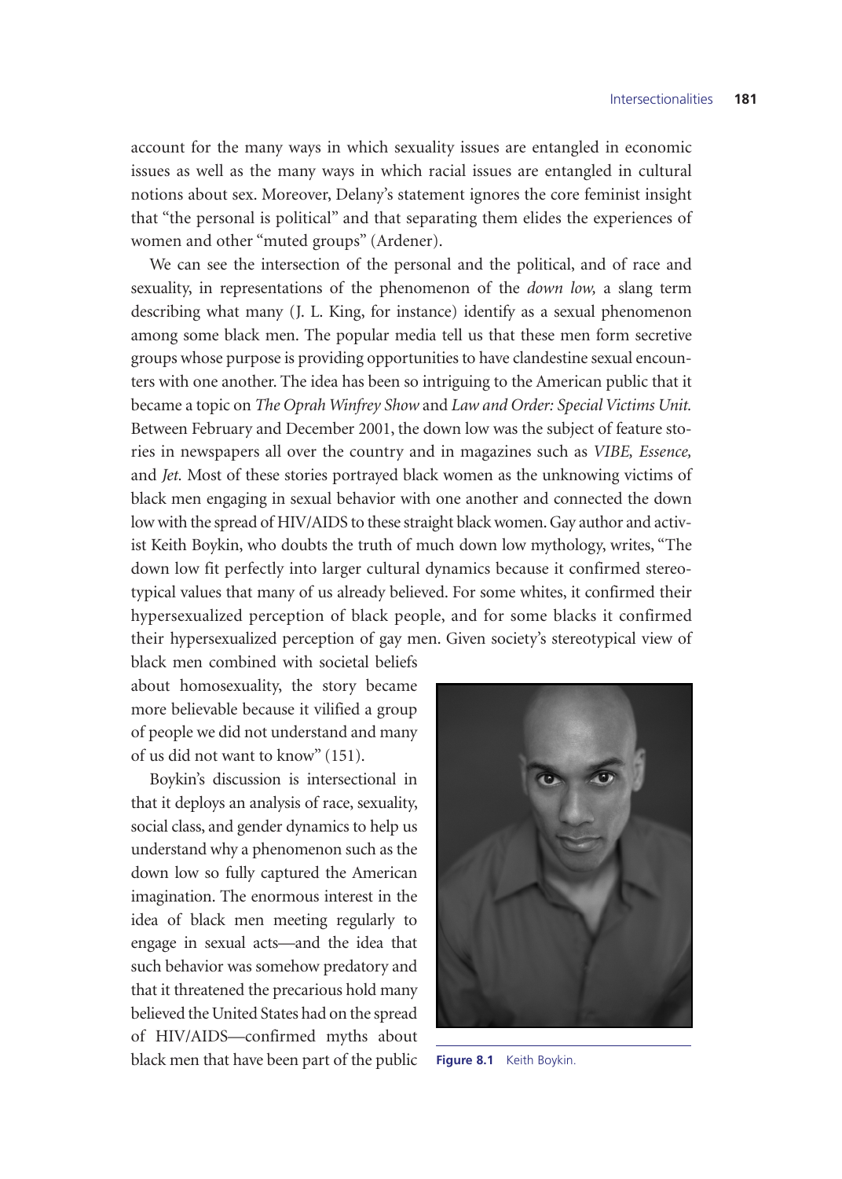account for the many ways in which sexuality issues are entangled in economic issues as well as the many ways in which racial issues are entangled in cultural notions about sex. Moreover, Delany's statement ignores the core feminist insight that "the personal is political" and that separating them elides the experiences of women and other "muted groups" (Ardener).

We can see the intersection of the personal and the political, and of race and sexuality, in representations of the phenomenon of the *down low,* a slang term describing what many (J. L. King, for instance) identify as a sexual phenomenon among some black men. The popular media tell us that these men form secretive groups whose purpose is providing opportunities to have clandestine sexual encounters with one another. The idea has been so intriguing to the American public that it became a topic on *The Oprah Winfrey Show* and *Law and Order: Special Victims Unit.* Between February and December 2001, the down low was the subject of feature stories in newspapers all over the country and in magazines such as *VIBE, Essence,* and *Jet.* Most of these stories portrayed black women as the unknowing victims of black men engaging in sexual behavior with one another and connected the down low with the spread of HIV/AIDS to these straight black women. Gay author and activist Keith Boykin, who doubts the truth of much down low mythology, writes, "The down low fit perfectly into larger cultural dynamics because it confirmed stereotypical values that many of us already believed. For some whites, it confirmed their hypersexualized perception of black people, and for some blacks it confirmed their hypersexualized perception of gay men. Given society's stereotypical view of black men combined with societal beliefs about homosexuality, the story became more believable because it vilified a group of people we did not understand and many of us did not want to know" (151).

Boykin's discussion is intersectional in that it deploys an analysis of race, sexuality, social class, and gender dynamics to help us understand why a phenomenon such as the down low so fully captured the American imagination. The enormous interest in the idea of black men meeting regularly to engage in sexual acts—and the idea that such behavior was somehow predatory and that it threatened the precarious hold many believed the United States had on the spread of HIV/AIDS—confirmed myths about black men that have been part of the public

**Figure 8.1** Keith Boykin.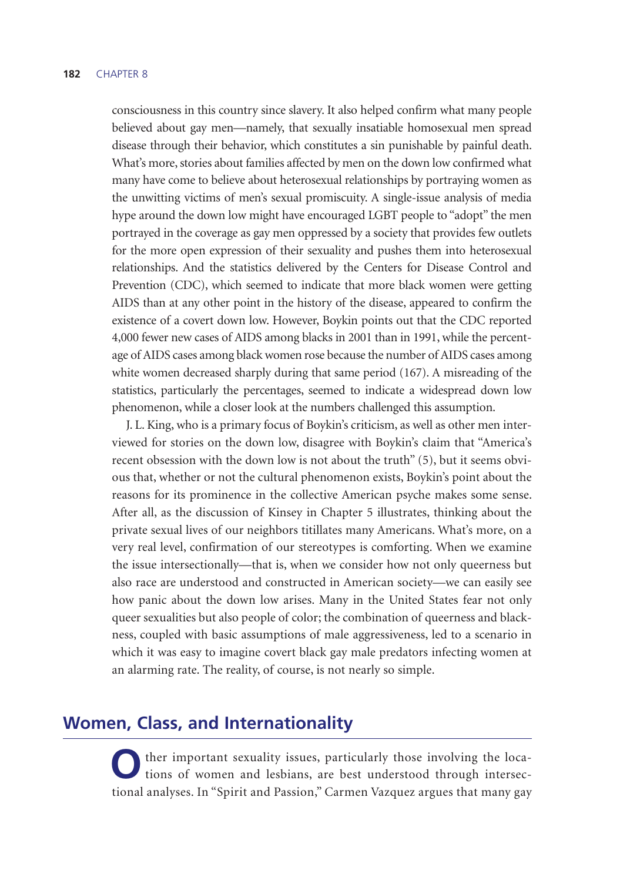consciousness in this country since slavery. It also helped confirm what many people believed about gay men—namely, that sexually insatiable homosexual men spread disease through their behavior, which constitutes a sin punishable by painful death. What's more, stories about families affected by men on the down low confirmed what many have come to believe about heterosexual relationships by portraying women as the unwitting victims of men's sexual promiscuity. A single-issue analysis of media hype around the down low might have encouraged LGBT people to "adopt" the men portrayed in the coverage as gay men oppressed by a society that provides few outlets for the more open expression of their sexuality and pushes them into heterosexual relationships. And the statistics delivered by the Centers for Disease Control and Prevention (CDC), which seemed to indicate that more black women were getting AIDS than at any other point in the history of the disease, appeared to confirm the existence of a covert down low. However, Boykin points out that the CDC reported 4,000 fewer new cases of AIDS among blacks in 2001 than in 1991, while the percentage of AIDS cases among black women rose because the number of AIDS cases among white women decreased sharply during that same period (167). A misreading of the statistics, particularly the percentages, seemed to indicate a widespread down low phenomenon, while a closer look at the numbers challenged this assumption.

J. L. King, who is a primary focus of Boykin's criticism, as well as other men interviewed for stories on the down low, disagree with Boykin's claim that "America's recent obsession with the down low is not about the truth" (5), but it seems obvious that, whether or not the cultural phenomenon exists, Boykin's point about the reasons for its prominence in the collective American psyche makes some sense. After all, as the discussion of Kinsey in Chapter 5 illustrates, thinking about the private sexual lives of our neighbors titillates many Americans. What's more, on a very real level, confirmation of our stereotypes is comforting. When we examine the issue intersectionally—that is, when we consider how not only queerness but also race are understood and constructed in American society—we can easily see how panic about the down low arises. Many in the United States fear not only queer sexualities but also people of color; the combination of queerness and blackness, coupled with basic assumptions of male aggressiveness, led to a scenario in which it was easy to imagine covert black gay male predators infecting women at an alarming rate. The reality, of course, is not nearly so simple.

## Women, Class, and Internationality

Other important sexuality issues, particularly those involving the locations of women and lesbians, are best understood through intersectional analyses. In "Spirit and Passion," Carmen Vazquez argues that many gay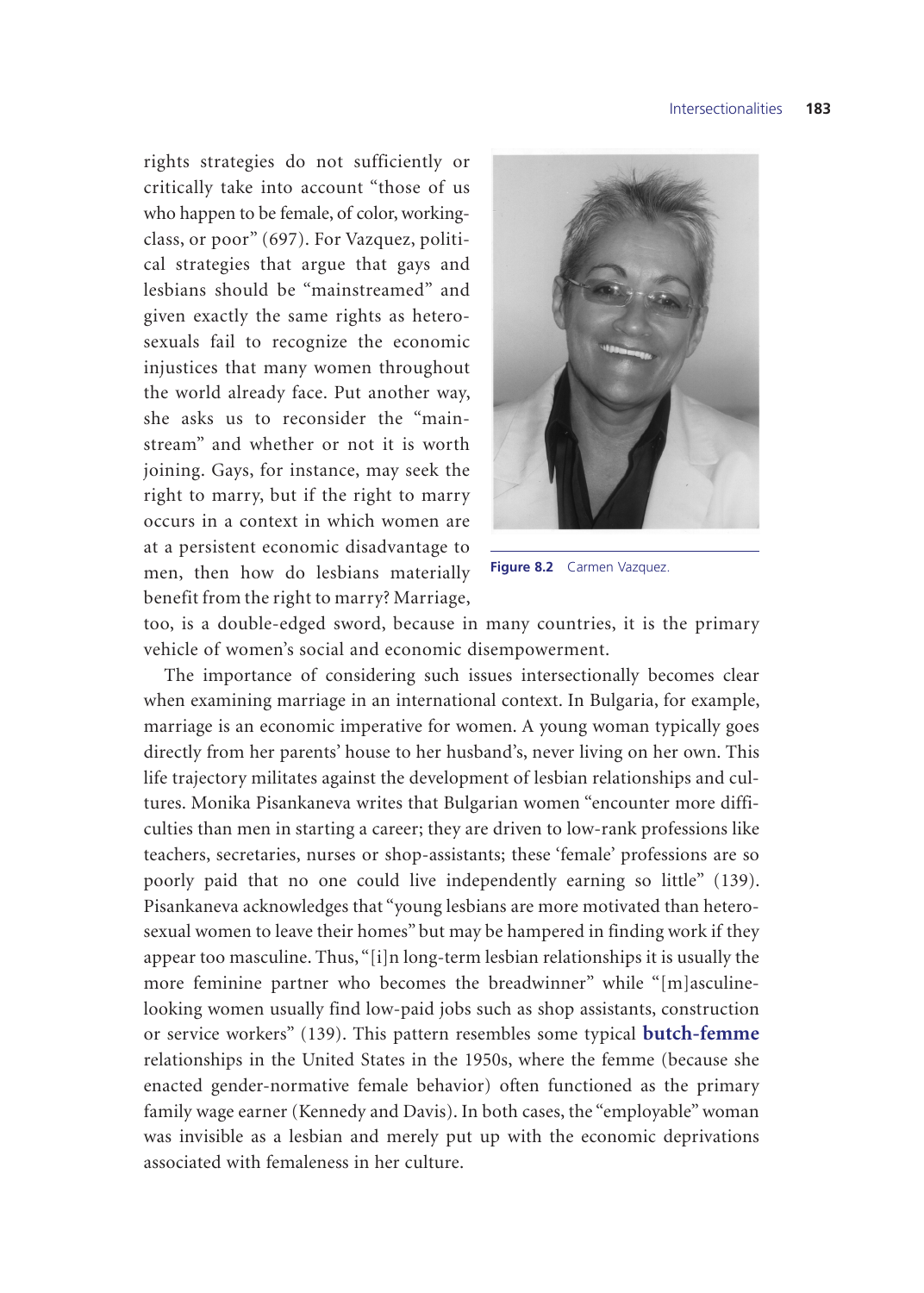rights strategies do not sufficiently or critically take into account "those of us who happen to be female, of color, working-class, or poor" (697). For Vazquez, political strategies that argue that gays and lesbians should be "mainstreamed" and given exactly the same rights as heterosexuals fail to recognize the economic injustices that many women throughout the world already face. Put another way, she asks us to reconsider the "mainstream" and whether or not it is worth joining. Gays, for instance, may seek the right to marry, but if the right to marry occurs in a context in which women are at a persistent economic disadvantage to men, then how do lesbians materially benefit from the right to marry? Marriage, too, is a double-edged sword, because in many countries, it is the primary vehicle of women's social and economic disempowerment.

**Figure 8.2** Carmen Vazquez.

The importance of considering such issues intersectionally becomes clear when examining marriage in an international context. In Bulgaria, for example, marriage is an economic imperative for women. A young woman typically goes directly from her parents' house to her husband's, never living on her own. This life trajectory militates against the development of lesbian relationships and cultures. Monika Pisankaneva writes that Bulgarian women "encounter more difficulties than men in starting a career; they are driven to low-rank professions like teachers, secretaries, nurses or shop-assistants; these 'female' professions are so poorly paid that no one could live independently earning so little" (139). Pisankaneva acknowledges that "young lesbians are more motivated than heterosexual women to leave their homes" but may be hampered in finding work if they appear too masculine. Thus, "[i]n long-term lesbian relationships it is usually the more feminine partner who becomes the breadwinner" while "[m]asculine-looking women usually find low-paid jobs such as shop assistants, construction or service workers" (139). This pattern resembles some typical **butch-femme** relationships in the United States in the 1950s, where the femme (because she enacted gender-normative female behavior) often functioned as the primary family wage earner (Kennedy and Davis). In both cases, the "employable" woman was invisible as a lesbian and merely put up with the economic deprivations associated with femaleness in her culture.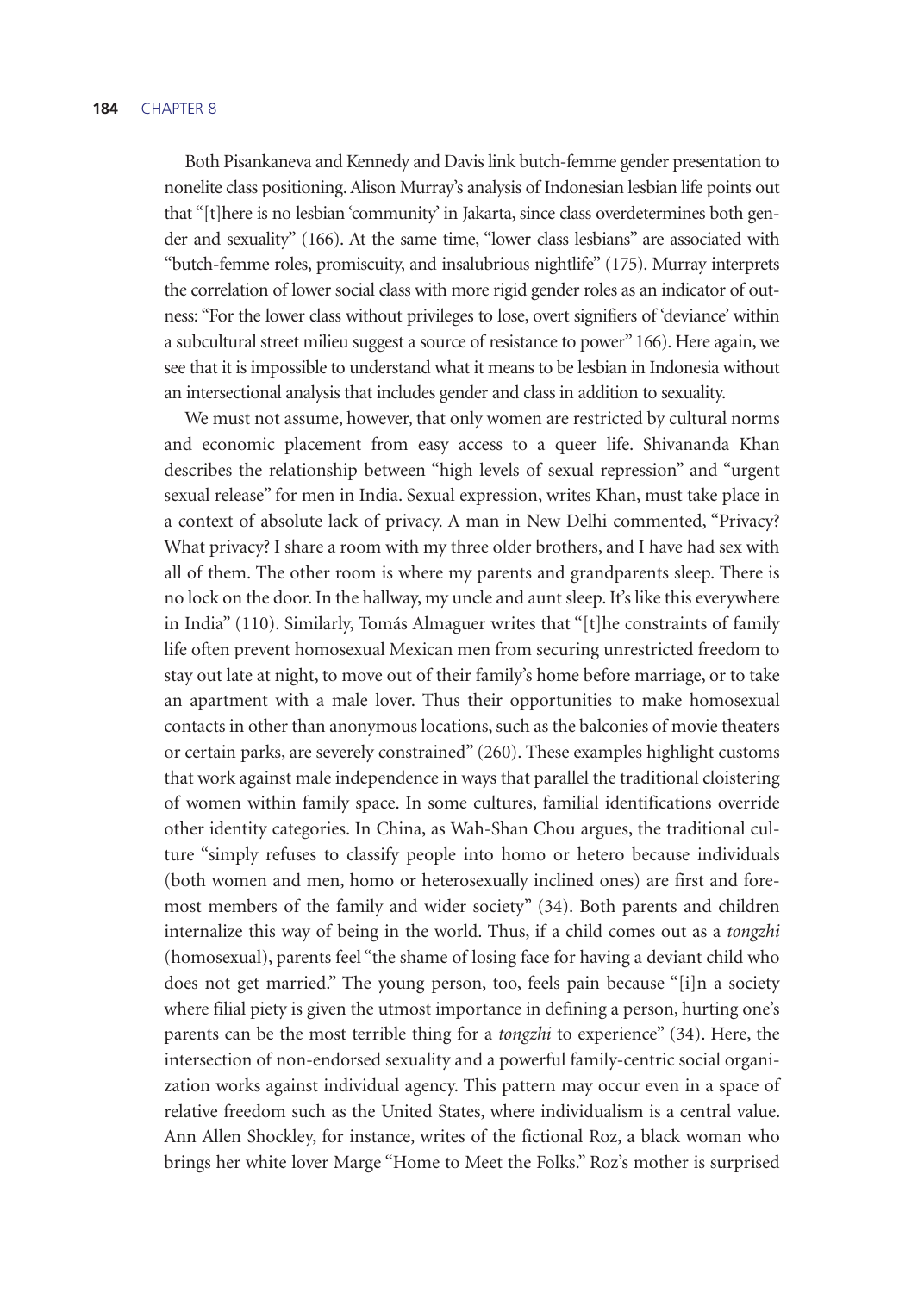Both Pisankaneva and Kennedy and Davis link butch-femme gender presentation to nonelite class positioning. Alison Murray's analysis of Indonesian lesbian life points out that "[t]here is no lesbian 'community' in Jakarta, since class overdetermines both gender and sexuality" (166). At the same time, "lower class lesbians" are associated with "butch-femme roles, promiscuity, and insalubrious nightlife" (175). Murray interprets the correlation of lower social class with more rigid gender roles as an indicator of outness: "For the lower class without privileges to lose, overt signifiers of 'deviance' within a subcultural street milieu suggest a source of resistance to power" 166). Here again, we see that it is impossible to understand what it means to be lesbian in Indonesia without an intersectional analysis that includes gender and class in addition to sexuality.

We must not assume, however, that only women are restricted by cultural norms and economic placement from easy access to a queer life. Shivananda Khan describes the relationship between "high levels of sexual repression" and "urgent sexual release" for men in India. Sexual expression, writes Khan, must take place in a context of absolute lack of privacy. A man in New Delhi commented, "Privacy? What privacy? I share a room with my three older brothers, and I have had sex with all of them. The other room is where my parents and grandparents sleep. There is no lock on the door. In the hallway, my uncle and aunt sleep. It's like this everywhere in India" (110). Similarly, Tomás Almaguer writes that "[t]he constraints of family life often prevent homosexual Mexican men from securing unrestricted freedom to stay out late at night, to move out of their family's home before marriage, or to take an apartment with a male lover. Thus their opportunities to make homosexual contacts in other than anonymous locations, such as the balconies of movie theaters or certain parks, are severely constrained" (260). These examples highlight customs that work against male independence in ways that parallel the traditional cloistering of women within family space. In some cultures, familial identifications override other identity categories. In China, as Wah-Shan Chou argues, the traditional culture "simply refuses to classify people into homo or hetero because individuals (both women and men, homo or heterosexually inclined ones) are first and foremost members of the family and wider society" (34). Both parents and children internalize this way of being in the world. Thus, if a child comes out as a *tongzhi* (homosexual), parents feel "the shame of losing face for having a deviant child who does not get married." The young person, too, feels pain because "[i]n a society where filial piety is given the utmost importance in defining a person, hurting one's parents can be the most terrible thing for a *tongzhi* to experience" (34). Here, the intersection of non-endorsed sexuality and a powerful family-centric social organization works against individual agency. This pattern may occur even in a space of relative freedom such as the United States, where individualism is a central value. Ann Allen Shockley, for instance, writes of the fictional Roz, a black woman who brings her white lover Marge "Home to Meet the Folks." Roz's mother is surprised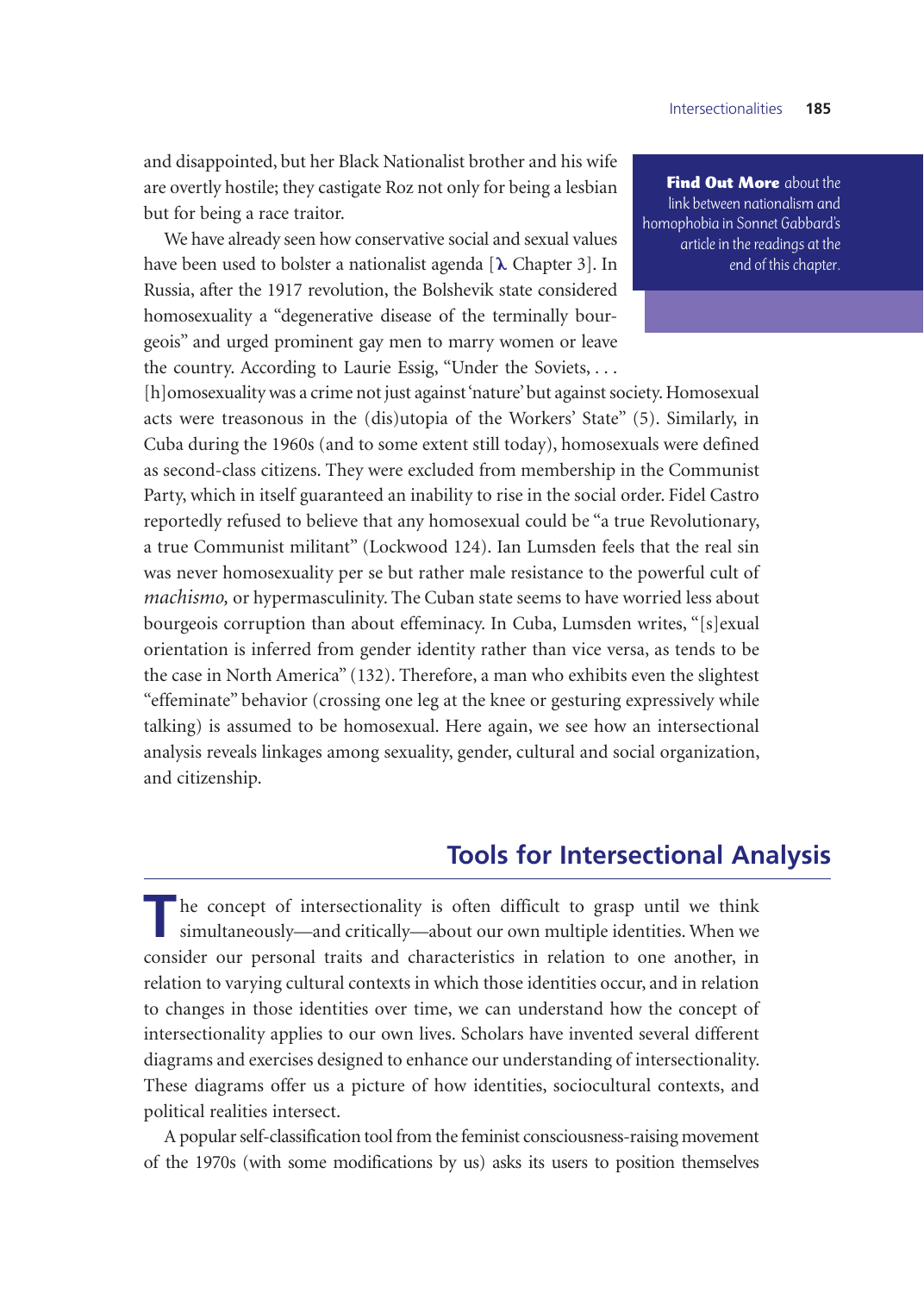and disappointed, but her Black Nationalist brother and his wife are overtly hostile; they castigate Roz not only for being a lesbian but for being a race traitor.

We have already seen how conservative social and sexual values have been used to bolster a nationalist agenda [λ Chapter 3]. In Russia, after the 1917 revolution, the Bolshevik state considered homosexuality a "degenerative disease of the terminally bourgeois" and urged prominent gay men to marry women or leave the country. According to Laurie Essig, "Under the Soviets, . . . [h]omosexuality was a crime not just against 'nature' but against society. Homosexual acts were treasonous in the (dis)utopia of the Workers' State" (5). Similarly, in Cuba during the 1960s (and to some extent still today), homosexuals were defined as second-class citizens. They were excluded from membership in the Communist Party, which in itself guaranteed an inability to rise in the social order. Fidel Castro reportedly refused to believe that any homosexual could be "a true Revolutionary, a true Communist militant" (Lockwood 124). Ian Lumsden feels that the real sin was never homosexuality per se but rather male resistance to the powerful cult of *machismo,* or hypermasculinity. The Cuban state seems to have worried less about bourgeois corruption than about effeminacy. In Cuba, Lumsden writes, "[s]exual orientation is inferred from gender identity rather than vice versa, as tends to be the case in North America" (132). Therefore, a man who exhibits even the slightest "effeminate" behavior (crossing one leg at the knee or gesturing expressively while talking) is assumed to be homosexual. Here again, we see how an intersectional analysis reveals linkages among sexuality, gender, cultural and social organization, and citizenship.

**Find Out More** about the link between nationalism and homophobia in Sonnet Gabbard's article in the readings at the end of this chapter.

## Tools for Intersectional Analysis

The concept of intersectionality is often difficult to grasp until we think simultaneously—and critically—about our own multiple identities. When we consider our personal traits and characteristics in relation to one another, in relation to varying cultural contexts in which those identities occur, and in relation to changes in those identities over time, we can understand how the concept of intersectionality applies to our own lives. Scholars have invented several different diagrams and exercises designed to enhance our understanding of intersectionality. These diagrams offer us a picture of how identities, sociocultural contexts, and political realities intersect.

A popular self-classification tool from the feminist consciousness-raising movement of the 1970s (with some modifications by us) asks its users to position themselves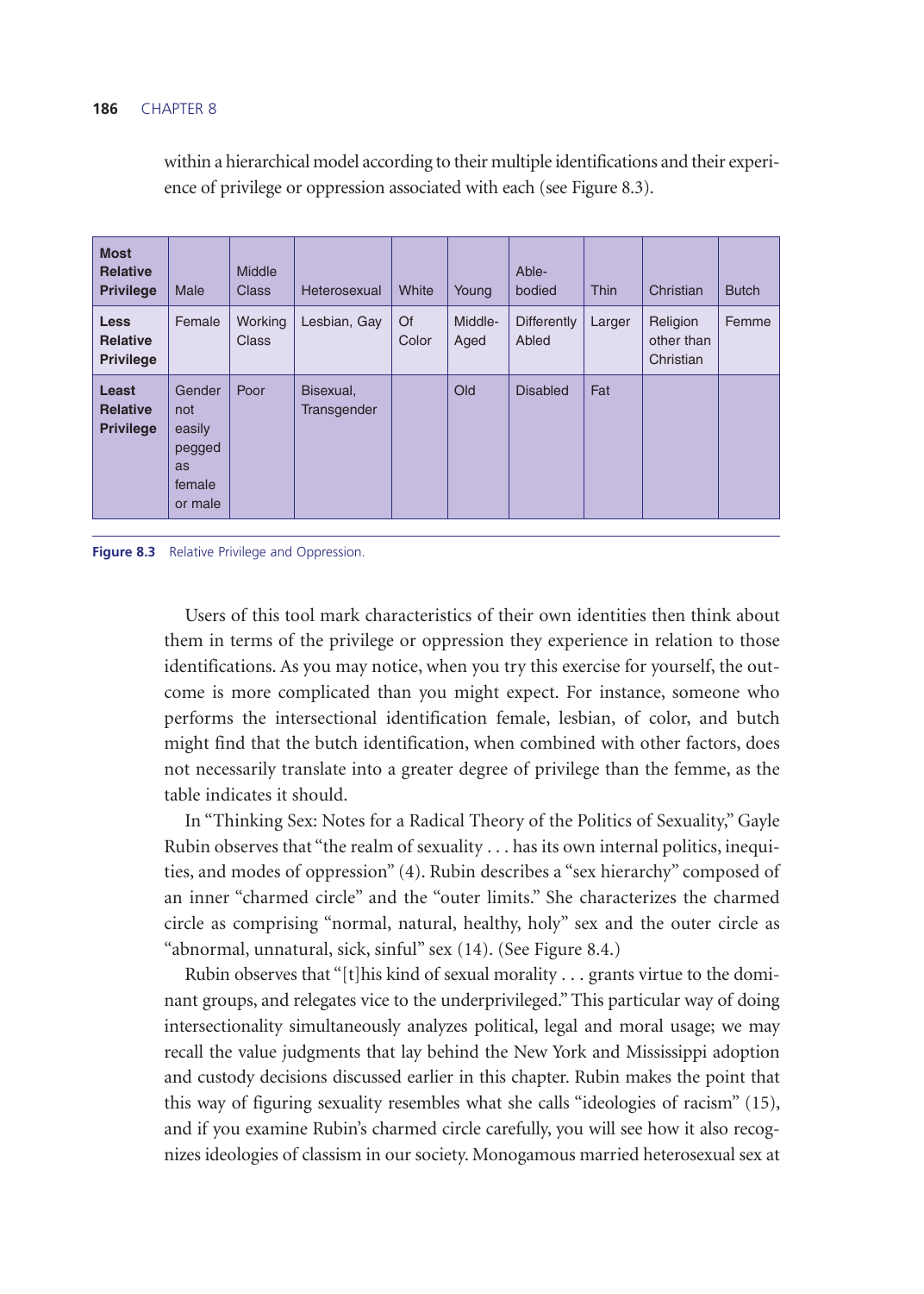within a hierarchical model according to their multiple identifications and their experience of privilege or oppression associated with each (see Figure 8.3).

| | | | | | | | | | |
|---|---|---|---|---|---|---|---|---|---|
| **Most Relative Privilege** | Male | Middle Class | Heterosexual | White | Young | Able-bodied | Thin | Christian | Butch |
| **Less Relative Privilege** | Female | Working Class | Lesbian, Gay | Of Color | Middle-Aged | Differently Abled | Larger | Religion other than Christian | Femme |
| **Least Relative Privilege** | Gender not easily pegged as female or male | Poor | Bisexual, Transgender | | Old | Disabled | Fat | | |

**Figure 8.3** Relative Privilege and Oppression.

Users of this tool mark characteristics of their own identities then think about them in terms of the privilege or oppression they experience in relation to those identifications. As you may notice, when you try this exercise for yourself, the outcome is more complicated than you might expect. For instance, someone who performs the intersectional identification female, lesbian, of color, and butch might find that the butch identification, when combined with other factors, does not necessarily translate into a greater degree of privilege than the femme, as the table indicates it should.

In "Thinking Sex: Notes for a Radical Theory of the Politics of Sexuality," Gayle Rubin observes that "the realm of sexuality . . . has its own internal politics, inequities, and modes of oppression" (4). Rubin describes a "sex hierarchy" composed of an inner "charmed circle" and the "outer limits." She characterizes the charmed circle as comprising "normal, natural, healthy, holy" sex and the outer circle as "abnormal, unnatural, sick, sinful" sex (14). (See Figure 8.4.)

Rubin observes that "[t]his kind of sexual morality . . . grants virtue to the dominant groups, and relegates vice to the underprivileged." This particular way of doing intersectionality simultaneously analyzes political, legal and moral usage; we may recall the value judgments that lay behind the New York and Mississippi adoption and custody decisions discussed earlier in this chapter. Rubin makes the point that this way of figuring sexuality resembles what she calls "ideologies of racism" (15), and if you examine Rubin's charmed circle carefully, you will see how it also recognizes ideologies of classism in our society. Monogamous married heterosexual sex at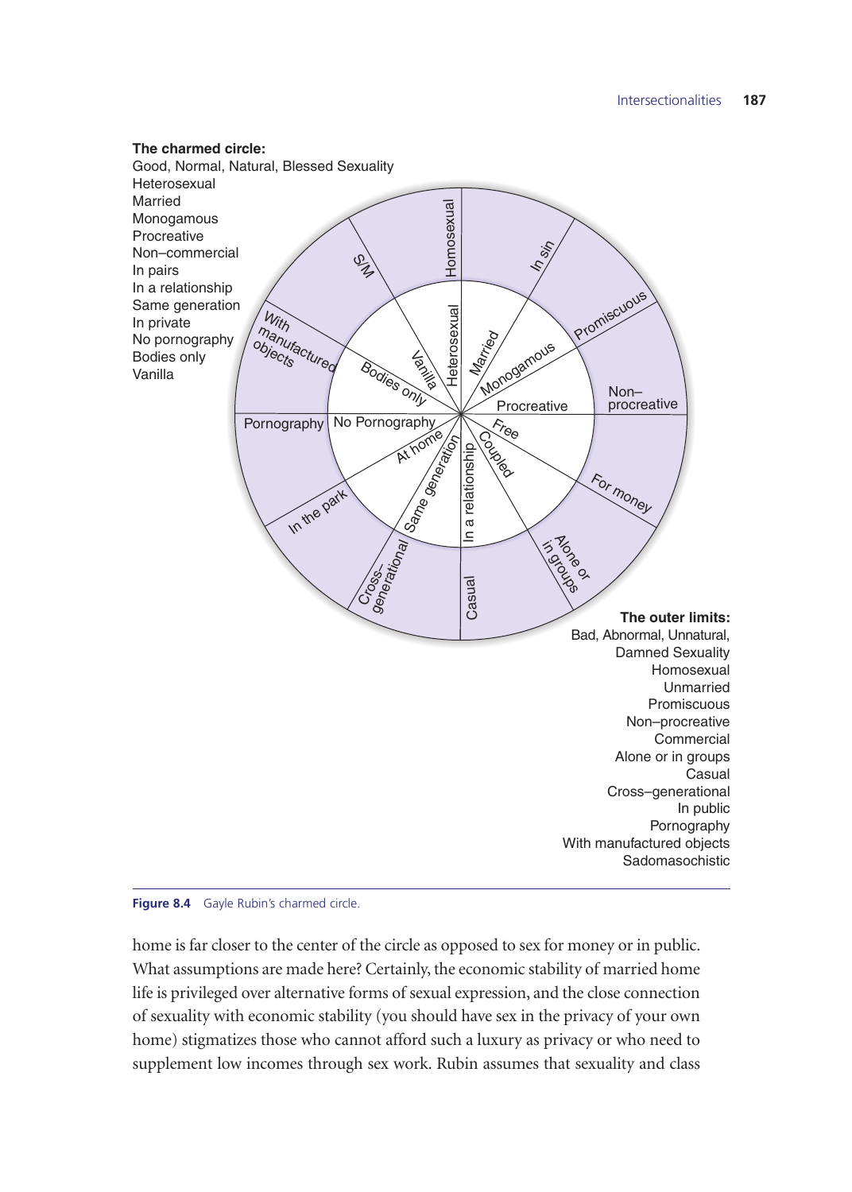**The charmed circle:**
Good, Normal, Natural, Blessed Sexuality
Heterosexual
Married
Monogamous
Procreative
Non–commercial
In pairs
In a relationship
Same generation
In private
No pornography
Bodies only
Vanilla

**The outer limits:**
Bad, Abnormal, Unnatural,
Damned Sexuality
Homosexual
Unmarried
Promiscuous
Non–procreative
Commercial
Alone or in groups
Casual
Cross–generational
In public
Pornography
With manufactured objects
Sadomasochistic

**Figure 8.4** Gayle Rubin's charmed circle.

home is far closer to the center of the circle as opposed to sex for money or in public. What assumptions are made here? Certainly, the economic stability of married home life is privileged over alternative forms of sexual expression, and the close connection of sexuality with economic stability (you should have sex in the privacy of your own home) stigmatizes those who cannot afford such a luxury as privacy or who need to supplement low incomes through sex work. Rubin assumes that sexuality and class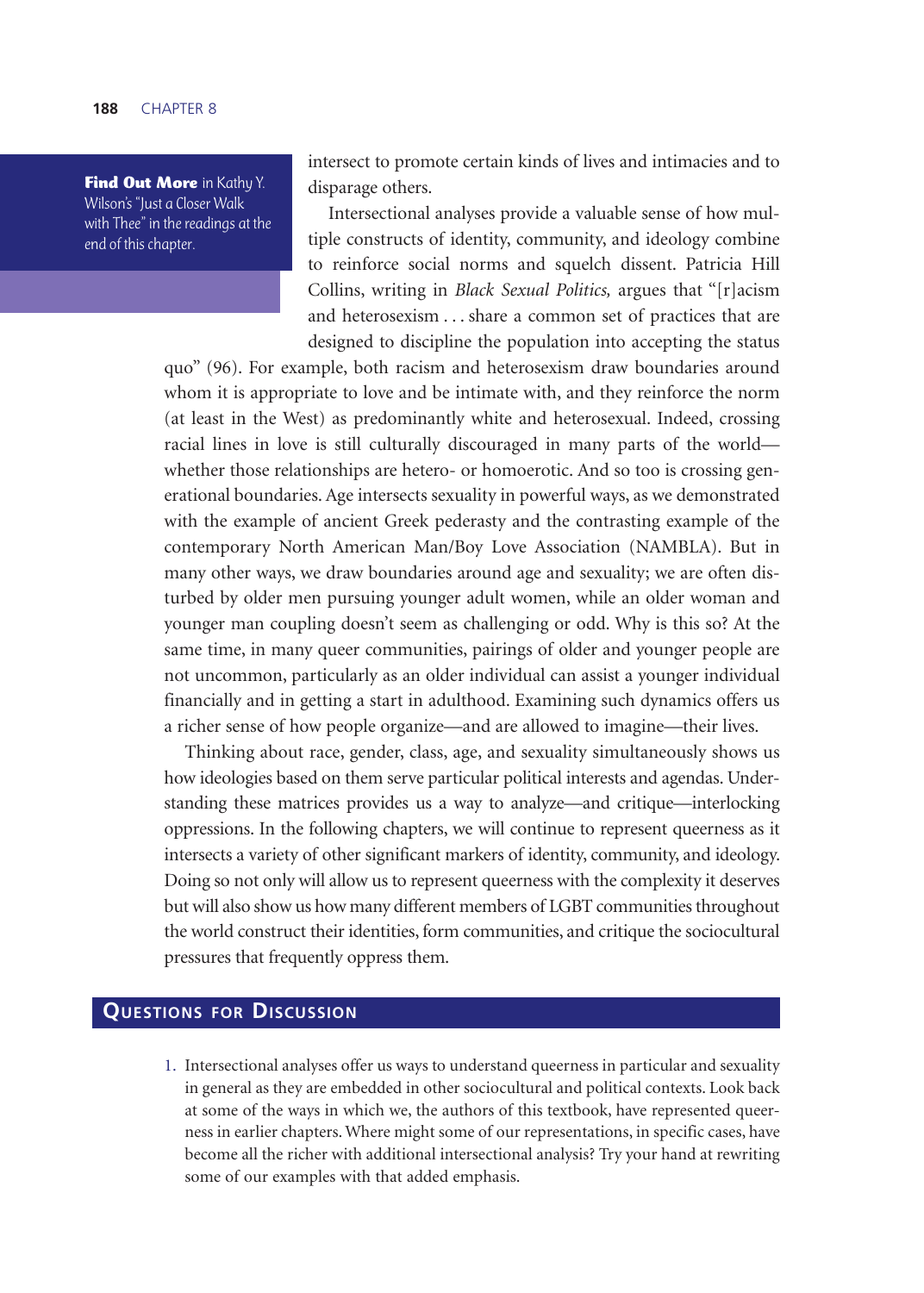**Find Out More** in Kathy Y. Wilson's "Just a Closer Walk with Thee" in the readings at the end of this chapter.

intersect to promote certain kinds of lives and intimacies and to disparage others.

Intersectional analyses provide a valuable sense of how multiple constructs of identity, community, and ideology combine to reinforce social norms and squelch dissent. Patricia Hill Collins, writing in *Black Sexual Politics,* argues that "[r]acism and heterosexism . . . share a common set of practices that are designed to discipline the population into accepting the status quo" (96). For example, both racism and heterosexism draw boundaries around whom it is appropriate to love and be intimate with, and they reinforce the norm (at least in the West) as predominantly white and heterosexual. Indeed, crossing racial lines in love is still culturally discouraged in many parts of the world—whether those relationships are hetero- or homoerotic. And so too is crossing generational boundaries. Age intersects sexuality in powerful ways, as we demonstrated with the example of ancient Greek pederasty and the contrasting example of the contemporary North American Man/Boy Love Association (NAMBLA). But in many other ways, we draw boundaries around age and sexuality; we are often disturbed by older men pursuing younger adult women, while an older woman and younger man coupling doesn't seem as challenging or odd. Why is this so? At the same time, in many queer communities, pairings of older and younger people are not uncommon, particularly as an older individual can assist a younger individual financially and in getting a start in adulthood. Examining such dynamics offers us a richer sense of how people organize—and are allowed to imagine—their lives.

Thinking about race, gender, class, age, and sexuality simultaneously shows us how ideologies based on them serve particular political interests and agendas. Understanding these matrices provides us a way to analyze—and critique—interlocking oppressions. In the following chapters, we will continue to represent queerness as it intersects a variety of other significant markers of identity, community, and ideology. Doing so not only will allow us to represent queerness with the complexity it deserves but will also show us how many different members of LGBT communities throughout the world construct their identities, form communities, and critique the sociocultural pressures that frequently oppress them.

## Questions for Discussion

1. Intersectional analyses offer us ways to understand queerness in particular and sexuality in general as they are embedded in other sociocultural and political contexts. Look back at some of the ways in which we, the authors of this textbook, have represented queerness in earlier chapters. Where might some of our representations, in specific cases, have become all the richer with additional intersectional analysis? Try your hand at rewriting some of our examples with that added emphasis.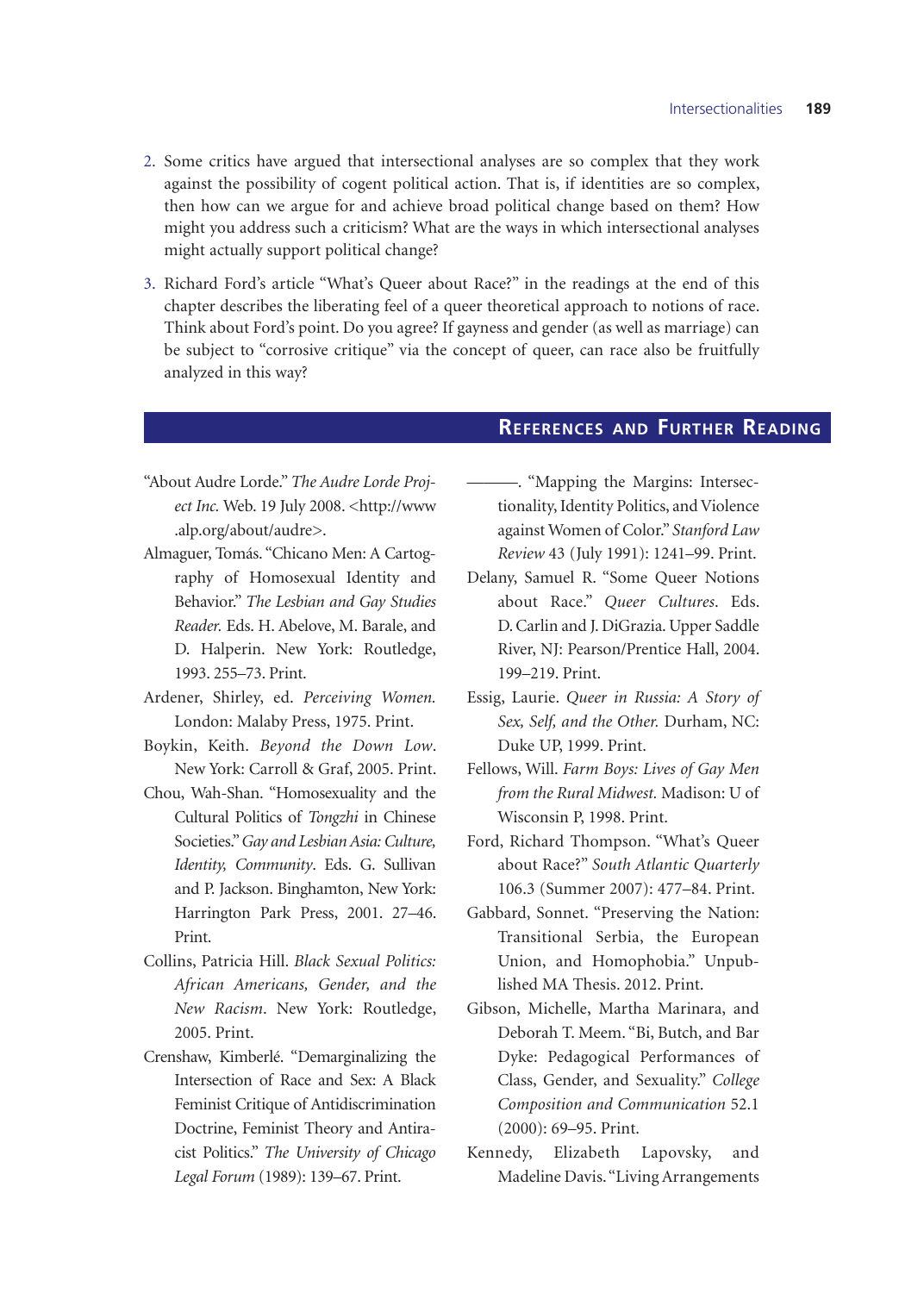2. Some critics have argued that intersectional analyses are so complex that they work against the possibility of cogent political action. That is, if identities are so complex, then how can we argue for and achieve broad political change based on them? How might you address such a criticism? What are the ways in which intersectional analyses might actually support political change?

3. Richard Ford's article "What's Queer about Race?" in the readings at the end of this chapter describes the liberating feel of a queer theoretical approach to notions of race. Think about Ford's point. Do you agree? If gayness and gender (as well as marriage) can be subject to "corrosive critique" via the concept of queer, can race also be fruitfully analyzed in this way?

## References and Further Reading

"About Audre Lorde." *The Audre Lorde Project Inc.* Web. 19 July 2008. <http://www.alp.org/about/audre>.

Almaguer, Tomás. "Chicano Men: A Cartography of Homosexual Identity and Behavior." *The Lesbian and Gay Studies Reader.* Eds. H. Abelove, M. Barale, and D. Halperin. New York: Routledge, 1993. 255–73. Print.

Ardener, Shirley, ed. *Perceiving Women.* London: Malaby Press, 1975. Print.

Boykin, Keith. *Beyond the Down Low*. New York: Carroll & Graf, 2005. Print.

Chou, Wah-Shan. "Homosexuality and the Cultural Politics of *Tongzhi* in Chinese Societies." *Gay and Lesbian Asia: Culture, Identity, Community*. Eds. G. Sullivan and P. Jackson. Binghamton, New York: Harrington Park Press, 2001. 27–46. Print.

Collins, Patricia Hill. *Black Sexual Politics: African Americans, Gender, and the New Racism*. New York: Routledge, 2005. Print.

Crenshaw, Kimberlé. "Demarginalizing the Intersection of Race and Sex: A Black Feminist Critique of Antidiscrimination Doctrine, Feminist Theory and Antiracist Politics." *The University of Chicago Legal Forum* (1989): 139–67. Print.

———. "Mapping the Margins: Intersectionality, Identity Politics, and Violence against Women of Color." *Stanford Law Review* 43 (July 1991): 1241–99. Print.

Delany, Samuel R. "Some Queer Notions about Race." *Queer Cultures*. Eds. D. Carlin and J. DiGrazia. Upper Saddle River, NJ: Pearson/Prentice Hall, 2004. 199–219. Print.

Essig, Laurie. *Queer in Russia: A Story of Sex, Self, and the Other.* Durham, NC: Duke UP, 1999. Print.

Fellows, Will. *Farm Boys: Lives of Gay Men from the Rural Midwest.* Madison: U of Wisconsin P, 1998. Print.

Ford, Richard Thompson. "What's Queer about Race?" *South Atlantic Quarterly* 106.3 (Summer 2007): 477–84. Print.

Gabbard, Sonnet. "Preserving the Nation: Transitional Serbia, the European Union, and Homophobia." Unpublished MA Thesis. 2012. Print.

Gibson, Michelle, Martha Marinara, and Deborah T. Meem. "Bi, Butch, and Bar Dyke: Pedagogical Performances of Class, Gender, and Sexuality." *College Composition and Communication* 52.1 (2000): 69–95. Print.

Kennedy, Elizabeth Lapovsky, and Madeline Davis. "Living Arrangements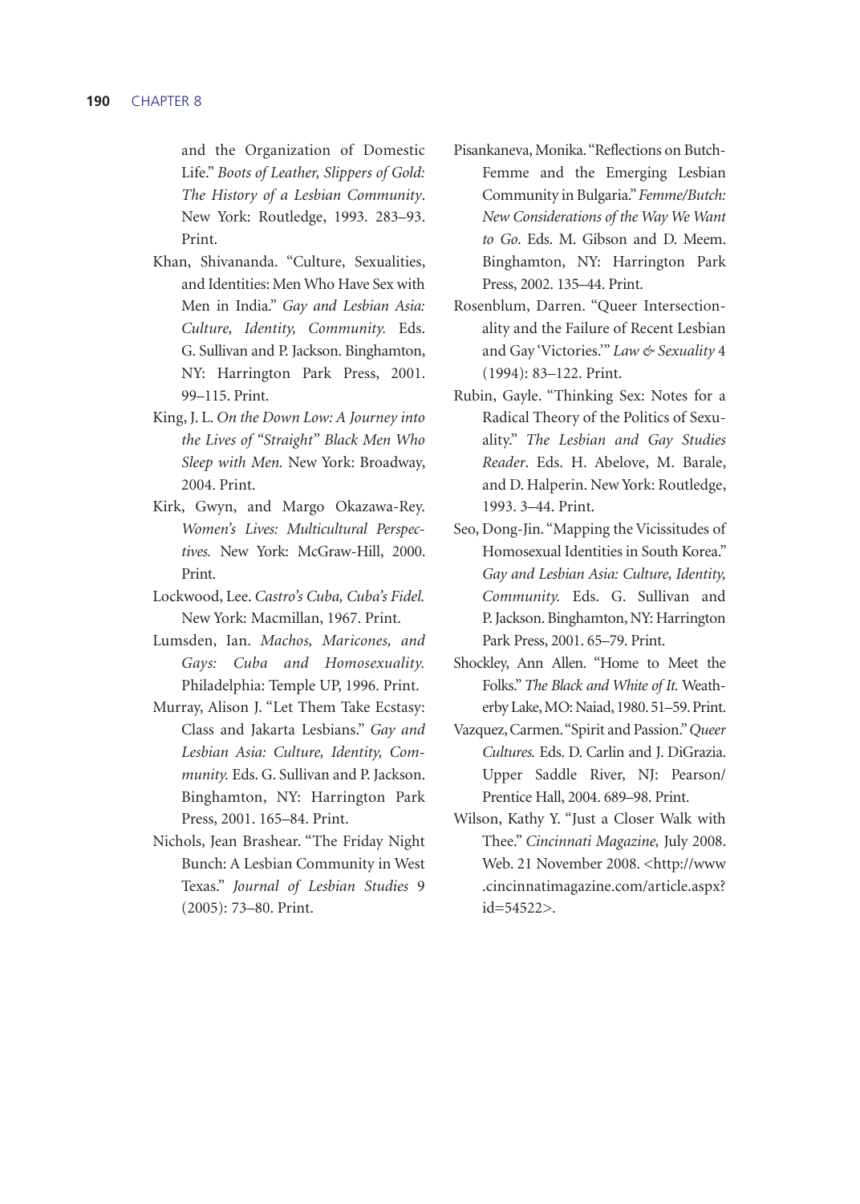and the Organization of Domestic Life." *Boots of Leather, Slippers of Gold: The History of a Lesbian Community*. New York: Routledge, 1993. 283–93. Print.

Khan, Shivananda. "Culture, Sexualities, and Identities: Men Who Have Sex with Men in India." *Gay and Lesbian Asia: Culture, Identity, Community.* Eds. G. Sullivan and P. Jackson. Binghamton, NY: Harrington Park Press, 2001. 99–115. Print.

King, J. L. *On the Down Low: A Journey into the Lives of "Straight" Black Men Who Sleep with Men.* New York: Broadway, 2004. Print.

Kirk, Gwyn, and Margo Okazawa-Rey. *Women's Lives: Multicultural Perspectives.* New York: McGraw-Hill, 2000. Print.

Lockwood, Lee. *Castro's Cuba, Cuba's Fidel.* New York: Macmillan, 1967. Print.

Lumsden, Ian. *Machos, Maricones, and Gays: Cuba and Homosexuality.* Philadelphia: Temple UP, 1996. Print.

Murray, Alison J. "Let Them Take Ecstasy: Class and Jakarta Lesbians." *Gay and Lesbian Asia: Culture, Identity, Community.* Eds. G. Sullivan and P. Jackson. Binghamton, NY: Harrington Park Press, 2001. 165–84. Print.

Nichols, Jean Brashear. "The Friday Night Bunch: A Lesbian Community in West Texas." *Journal of Lesbian Studies* 9 (2005): 73–80. Print.

Pisankaneva, Monika. "Reflections on Butch-Femme and the Emerging Lesbian Community in Bulgaria." *Femme/Butch: New Considerations of the Way We Want to Go*. Eds. M. Gibson and D. Meem. Binghamton, NY: Harrington Park Press, 2002. 135–44. Print.

Rosenblum, Darren. "Queer Intersectionality and the Failure of Recent Lesbian and Gay 'Victories.'" *Law & Sexuality* 4 (1994): 83–122. Print.

Rubin, Gayle. "Thinking Sex: Notes for a Radical Theory of the Politics of Sexuality." *The Lesbian and Gay Studies Reader*. Eds. H. Abelove, M. Barale, and D. Halperin. New York: Routledge, 1993. 3–44. Print.

Seo, Dong-Jin. "Mapping the Vicissitudes of Homosexual Identities in South Korea." *Gay and Lesbian Asia: Culture, Identity, Community.* Eds. G. Sullivan and P. Jackson. Binghamton, NY: Harrington Park Press, 2001. 65–79. Print.

Shockley, Ann Allen. "Home to Meet the Folks." *The Black and White of It.* Weatherby Lake, MO: Naiad, 1980. 51–59. Print.

Vazquez, Carmen. "Spirit and Passion." *Queer Cultures.* Eds. D. Carlin and J. DiGrazia. Upper Saddle River, NJ: Pearson/Prentice Hall, 2004. 689–98. Print.

Wilson, Kathy Y. "Just a Closer Walk with Thee." *Cincinnati Magazine,* July 2008. Web. 21 November 2008. <http://www.cincinnatimagazine.com/article.aspx?id=54522>.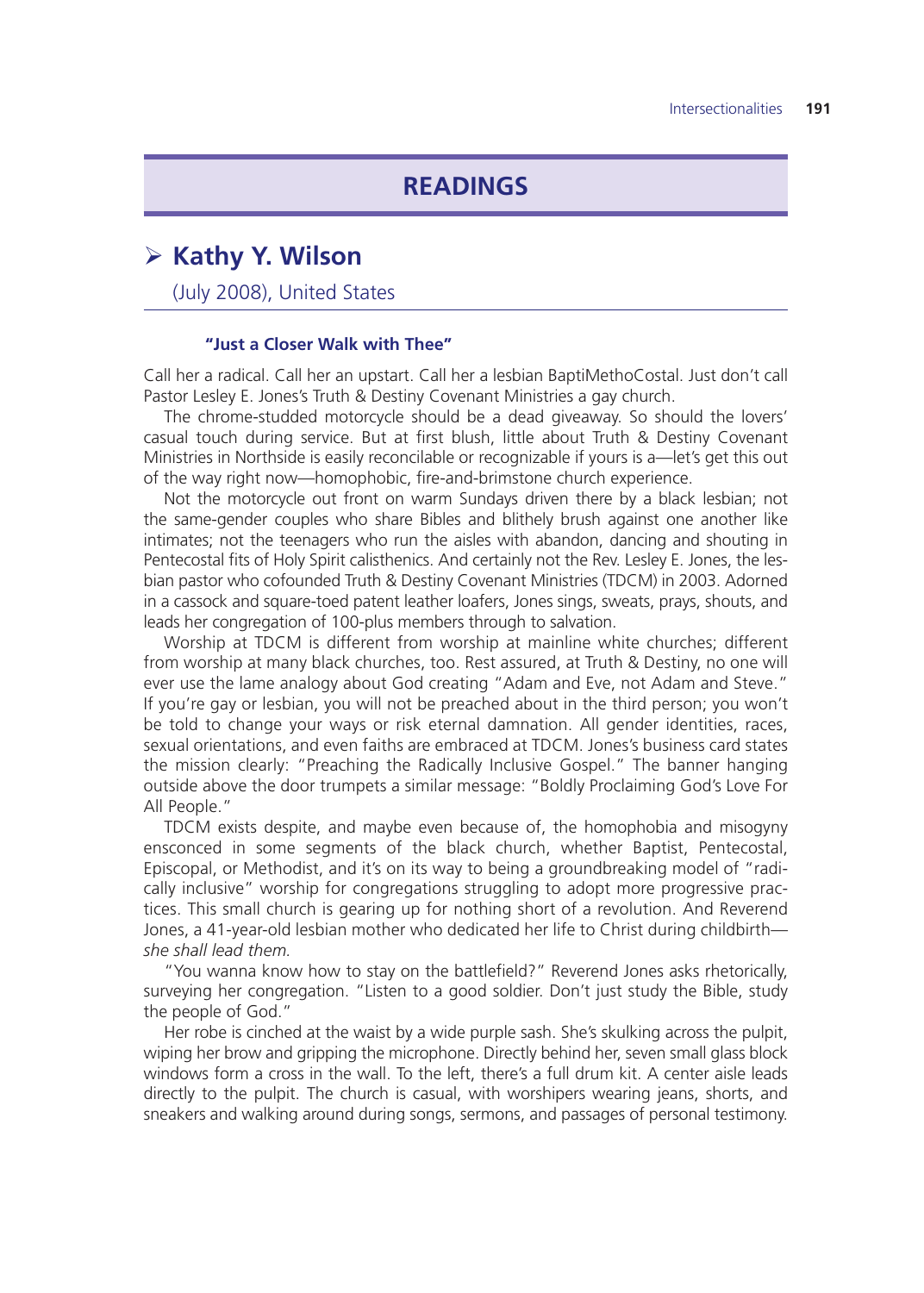# READINGS

## ➢ Kathy Y. Wilson

(July 2008), United States

### "Just a Closer Walk with Thee"

Call her a radical. Call her an upstart. Call her a lesbian BaptiMethoCostal. Just don't call Pastor Lesley E. Jones's Truth & Destiny Covenant Ministries a gay church.

The chrome-studded motorcycle should be a dead giveaway. So should the lovers' casual touch during service. But at first blush, little about Truth & Destiny Covenant Ministries in Northside is easily reconcilable or recognizable if yours is a—let's get this out of the way right now—homophobic, fire-and-brimstone church experience.

Not the motorcycle out front on warm Sundays driven there by a black lesbian; not the same-gender couples who share Bibles and blithely brush against one another like intimates; not the teenagers who run the aisles with abandon, dancing and shouting in Pentecostal fits of Holy Spirit calisthenics. And certainly not the Rev. Lesley E. Jones, the lesbian pastor who cofounded Truth & Destiny Covenant Ministries (TDCM) in 2003. Adorned in a cassock and square-toed patent leather loafers, Jones sings, sweats, prays, shouts, and leads her congregation of 100-plus members through to salvation.

Worship at TDCM is different from worship at mainline white churches; different from worship at many black churches, too. Rest assured, at Truth & Destiny, no one will ever use the lame analogy about God creating "Adam and Eve, not Adam and Steve." If you're gay or lesbian, you will not be preached about in the third person; you won't be told to change your ways or risk eternal damnation. All gender identities, races, sexual orientations, and even faiths are embraced at TDCM. Jones's business card states the mission clearly: "Preaching the Radically Inclusive Gospel." The banner hanging outside above the door trumpets a similar message: "Boldly Proclaiming God's Love For All People."

TDCM exists despite, and maybe even because of, the homophobia and misogyny ensconced in some segments of the black church, whether Baptist, Pentecostal, Episcopal, or Methodist, and it's on its way to being a groundbreaking model of "radically inclusive" worship for congregations struggling to adopt more progressive practices. This small church is gearing up for nothing short of a revolution. And Reverend Jones, a 41-year-old lesbian mother who dedicated her life to Christ during childbirth—*she shall lead them.*

"You wanna know how to stay on the battlefield?" Reverend Jones asks rhetorically, surveying her congregation. "Listen to a good soldier. Don't just study the Bible, study the people of God."

Her robe is cinched at the waist by a wide purple sash. She's skulking across the pulpit, wiping her brow and gripping the microphone. Directly behind her, seven small glass block windows form a cross in the wall. To the left, there's a full drum kit. A center aisle leads directly to the pulpit. The church is casual, with worshipers wearing jeans, shorts, and sneakers and walking around during songs, sermons, and passages of personal testimony.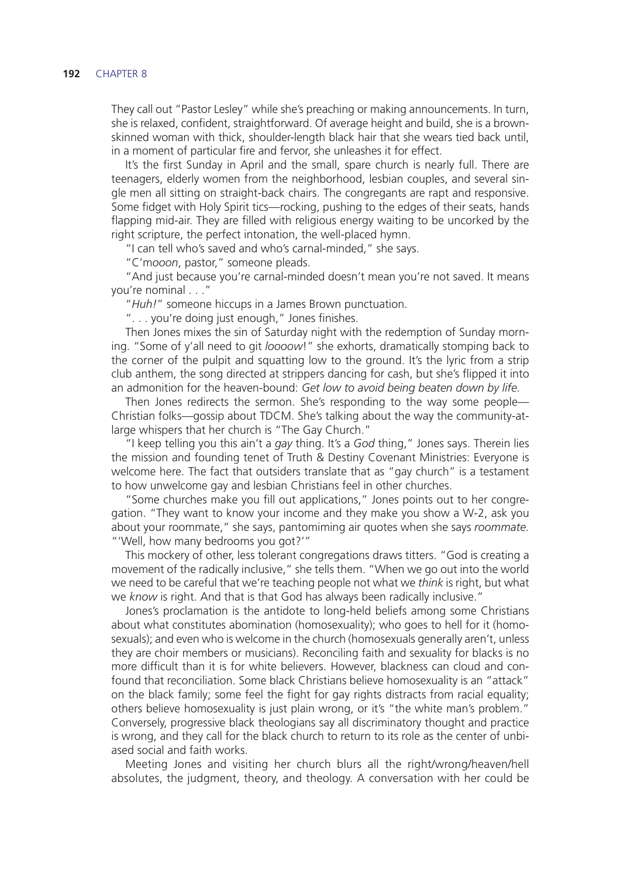They call out "Pastor Lesley" while she's preaching or making announcements. In turn, she is relaxed, confident, straightforward. Of average height and build, she is a brown-skinned woman with thick, shoulder-length black hair that she wears tied back until, in a moment of particular fire and fervor, she unleashes it for effect.

It's the first Sunday in April and the small, spare church is nearly full. There are teenagers, elderly women from the neighborhood, lesbian couples, and several single men all sitting on straight-back chairs. The congregants are rapt and responsive. Some fidget with Holy Spirit tics—rocking, pushing to the edges of their seats, hands flapping mid-air. They are filled with religious energy waiting to be uncorked by the right scripture, the perfect intonation, the well-placed hymn.

"I can tell who's saved and who's carnal-minded," she says.

"C'm*ooon*, pastor," someone pleads.

"And just because you're carnal-minded doesn't mean you're not saved. It means you're nominal . . ."

"*Huh!*" someone hiccups in a James Brown punctuation.

". . . you're doing just enough," Jones finishes.

Then Jones mixes the sin of Saturday night with the redemption of Sunday morning. "Some of y'all need to git *loooow*!" she exhorts, dramatically stomping back to the corner of the pulpit and squatting low to the ground. It's the lyric from a strip club anthem, the song directed at strippers dancing for cash, but she's flipped it into an admonition for the heaven-bound: *Get low to avoid being beaten down by life.*

Then Jones redirects the sermon. She's responding to the way some people—Christian folks—gossip about TDCM. She's talking about the way the community-at-large whispers that her church is "The Gay Church."

"I keep telling you this ain't a *gay* thing. It's a *God* thing," Jones says. Therein lies the mission and founding tenet of Truth & Destiny Covenant Ministries: Everyone is welcome here. The fact that outsiders translate that as "gay church" is a testament to how unwelcome gay and lesbian Christians feel in other churches.

"Some churches make you fill out applications," Jones points out to her congregation. "They want to know your income and they make you show a W-2, ask you about your roommate," she says, pantomiming air quotes when she says *roommate.* "'Well, how many bedrooms you got?'"

This mockery of other, less tolerant congregations draws titters. "God is creating a movement of the radically inclusive," she tells them. "When we go out into the world we need to be careful that we're teaching people not what we *think* is right, but what we *know* is right. And that is that God has always been radically inclusive."

Jones's proclamation is the antidote to long-held beliefs among some Christians about what constitutes abomination (homosexuality); who goes to hell for it (homosexuals); and even who is welcome in the church (homosexuals generally aren't, unless they are choir members or musicians). Reconciling faith and sexuality for blacks is no more difficult than it is for white believers. However, blackness can cloud and confound that reconciliation. Some black Christians believe homosexuality is an "attack" on the black family; some feel the fight for gay rights distracts from racial equality; others believe homosexuality is just plain wrong, or it's "the white man's problem." Conversely, progressive black theologians say all discriminatory thought and practice is wrong, and they call for the black church to return to its role as the center of unbiased social and faith works.

Meeting Jones and visiting her church blurs all the right/wrong/heaven/hell absolutes, the judgment, theory, and theology. A conversation with her could be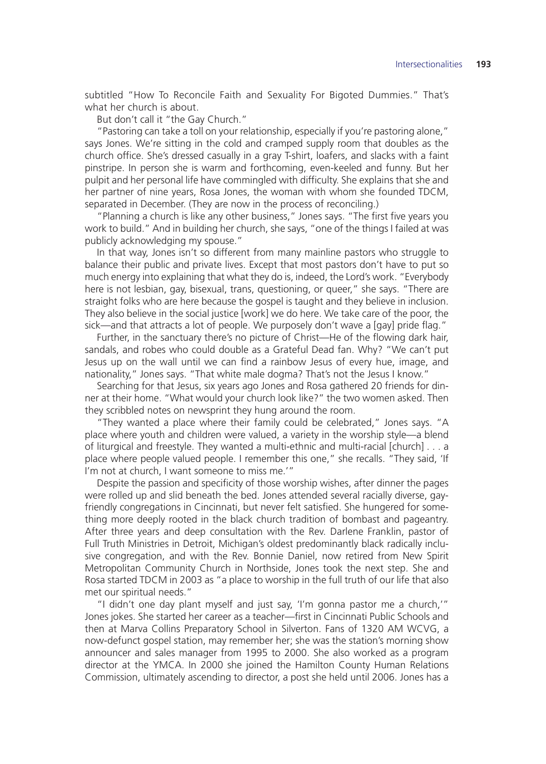subtitled "How To Reconcile Faith and Sexuality For Bigoted Dummies." That's what her church is about.

But don't call it "the Gay Church."

"Pastoring can take a toll on your relationship, especially if you're pastoring alone," says Jones. We're sitting in the cold and cramped supply room that doubles as the church office. She's dressed casually in a gray T-shirt, loafers, and slacks with a faint pinstripe. In person she is warm and forthcoming, even-keeled and funny. But her pulpit and her personal life have commingled with difficulty. She explains that she and her partner of nine years, Rosa Jones, the woman with whom she founded TDCM, separated in December. (They are now in the process of reconciling.)

"Planning a church is like any other business," Jones says. "The first five years you work to build." And in building her church, she says, "one of the things I failed at was publicly acknowledging my spouse."

In that way, Jones isn't so different from many mainline pastors who struggle to balance their public and private lives. Except that most pastors don't have to put so much energy into explaining that what they do is, indeed, the Lord's work. "Everybody here is not lesbian, gay, bisexual, trans, questioning, or queer," she says. "There are straight folks who are here because the gospel is taught and they believe in inclusion. They also believe in the social justice [work] we do here. We take care of the poor, the sick—and that attracts a lot of people. We purposely don't wave a [gay] pride flag."

Further, in the sanctuary there's no picture of Christ—He of the flowing dark hair, sandals, and robes who could double as a Grateful Dead fan. Why? "We can't put Jesus up on the wall until we can find a rainbow Jesus of every hue, image, and nationality," Jones says. "That white male dogma? That's not the Jesus I know."

Searching for that Jesus, six years ago Jones and Rosa gathered 20 friends for dinner at their home. "What would your church look like?" the two women asked. Then they scribbled notes on newsprint they hung around the room.

"They wanted a place where their family could be celebrated," Jones says. "A place where youth and children were valued, a variety in the worship style—a blend of liturgical and freestyle. They wanted a multi-ethnic and multi-racial [church] . . . a place where people valued people. I remember this one," she recalls. "They said, 'If I'm not at church, I want someone to miss me.'"

Despite the passion and specificity of those worship wishes, after dinner the pages were rolled up and slid beneath the bed. Jones attended several racially diverse, gay-friendly congregations in Cincinnati, but never felt satisfied. She hungered for something more deeply rooted in the black church tradition of bombast and pageantry. After three years and deep consultation with the Rev. Darlene Franklin, pastor of Full Truth Ministries in Detroit, Michigan's oldest predominantly black radically inclusive congregation, and with the Rev. Bonnie Daniel, now retired from New Spirit Metropolitan Community Church in Northside, Jones took the next step. She and Rosa started TDCM in 2003 as "a place to worship in the full truth of our life that also met our spiritual needs."

"I didn't one day plant myself and just say, 'I'm gonna pastor me a church,'" Jones jokes. She started her career as a teacher—first in Cincinnati Public Schools and then at Marva Collins Preparatory School in Silverton. Fans of 1320 AM WCVG, a now-defunct gospel station, may remember her; she was the station's morning show announcer and sales manager from 1995 to 2000. She also worked as a program director at the YMCA. In 2000 she joined the Hamilton County Human Relations Commission, ultimately ascending to director, a post she held until 2006. Jones has a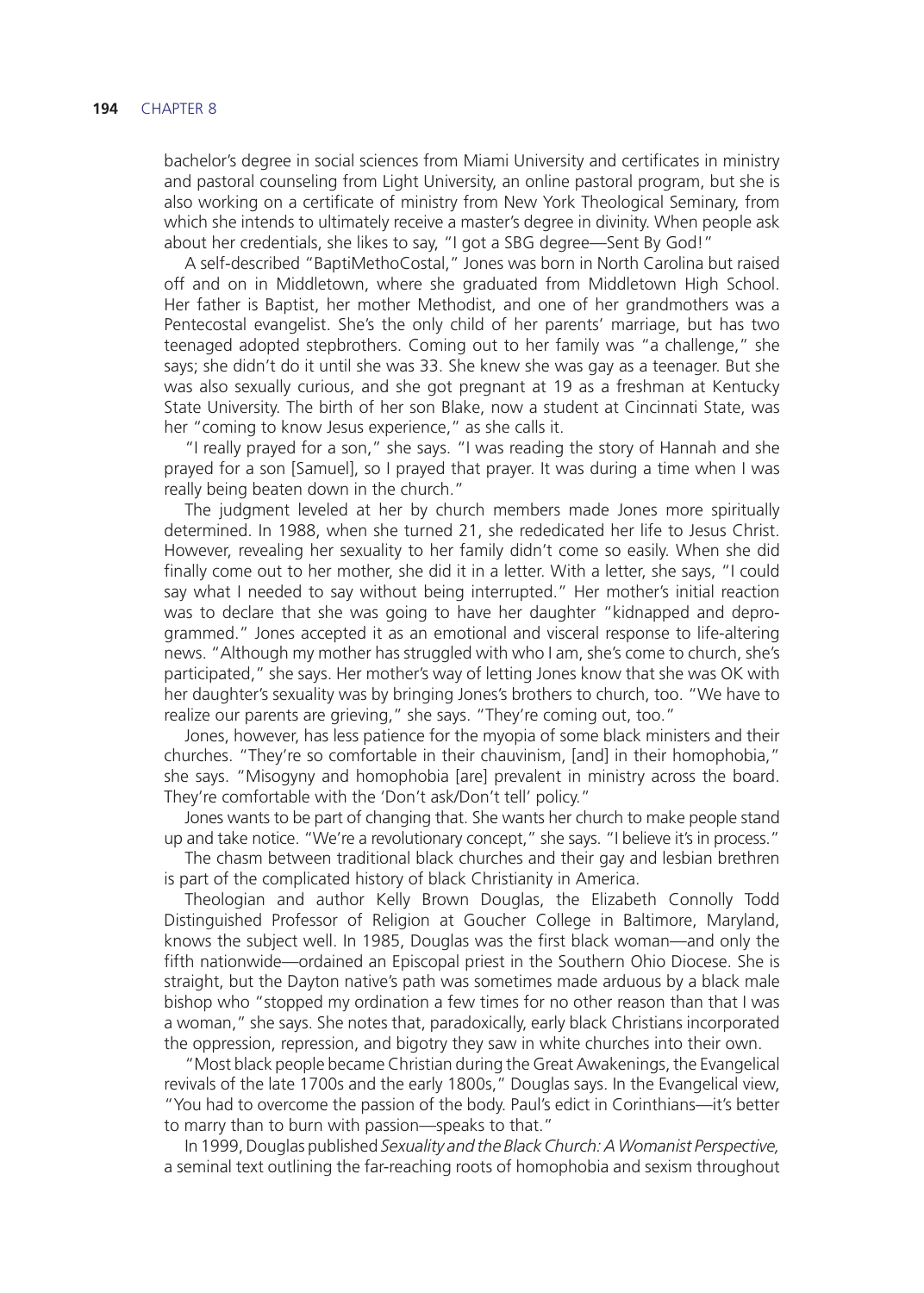bachelor's degree in social sciences from Miami University and certificates in ministry and pastoral counseling from Light University, an online pastoral program, but she is also working on a certificate of ministry from New York Theological Seminary, from which she intends to ultimately receive a master's degree in divinity. When people ask about her credentials, she likes to say, "I got a SBG degree—Sent By God!"

A self-described "BaptiMethoCostal," Jones was born in North Carolina but raised off and on in Middletown, where she graduated from Middletown High School. Her father is Baptist, her mother Methodist, and one of her grandmothers was a Pentecostal evangelist. She's the only child of her parents' marriage, but has two teenaged adopted stepbrothers. Coming out to her family was "a challenge," she says; she didn't do it until she was 33. She knew she was gay as a teenager. But she was also sexually curious, and she got pregnant at 19 as a freshman at Kentucky State University. The birth of her son Blake, now a student at Cincinnati State, was her "coming to know Jesus experience," as she calls it.

"I really prayed for a son," she says. "I was reading the story of Hannah and she prayed for a son [Samuel], so I prayed that prayer. It was during a time when I was really being beaten down in the church."

The judgment leveled at her by church members made Jones more spiritually determined. In 1988, when she turned 21, she rededicated her life to Jesus Christ. However, revealing her sexuality to her family didn't come so easily. When she did finally come out to her mother, she did it in a letter. With a letter, she says, "I could say what I needed to say without being interrupted." Her mother's initial reaction was to declare that she was going to have her daughter "kidnapped and deprogrammed." Jones accepted it as an emotional and visceral response to life-altering news. "Although my mother has struggled with who I am, she's come to church, she's participated," she says. Her mother's way of letting Jones know that she was OK with her daughter's sexuality was by bringing Jones's brothers to church, too. "We have to realize our parents are grieving," she says. "They're coming out, too."

Jones, however, has less patience for the myopia of some black ministers and their churches. "They're so comfortable in their chauvinism, [and] in their homophobia," she says. "Misogyny and homophobia [are] prevalent in ministry across the board. They're comfortable with the 'Don't ask/Don't tell' policy."

Jones wants to be part of changing that. She wants her church to make people stand up and take notice. "We're a revolutionary concept," she says. "I believe it's in process."

The chasm between traditional black churches and their gay and lesbian brethren is part of the complicated history of black Christianity in America.

Theologian and author Kelly Brown Douglas, the Elizabeth Connolly Todd Distinguished Professor of Religion at Goucher College in Baltimore, Maryland, knows the subject well. In 1985, Douglas was the first black woman—and only the fifth nationwide—ordained an Episcopal priest in the Southern Ohio Diocese. She is straight, but the Dayton native's path was sometimes made arduous by a black male bishop who "stopped my ordination a few times for no other reason than that I was a woman," she says. She notes that, paradoxically, early black Christians incorporated the oppression, repression, and bigotry they saw in white churches into their own.

"Most black people became Christian during the Great Awakenings, the Evangelical revivals of the late 1700s and the early 1800s," Douglas says. In the Evangelical view, "You had to overcome the passion of the body. Paul's edict in Corinthians—it's better to marry than to burn with passion—speaks to that."

In 1999, Douglas published *Sexuality and the Black Church: A Womanist Perspective,* a seminal text outlining the far-reaching roots of homophobia and sexism throughout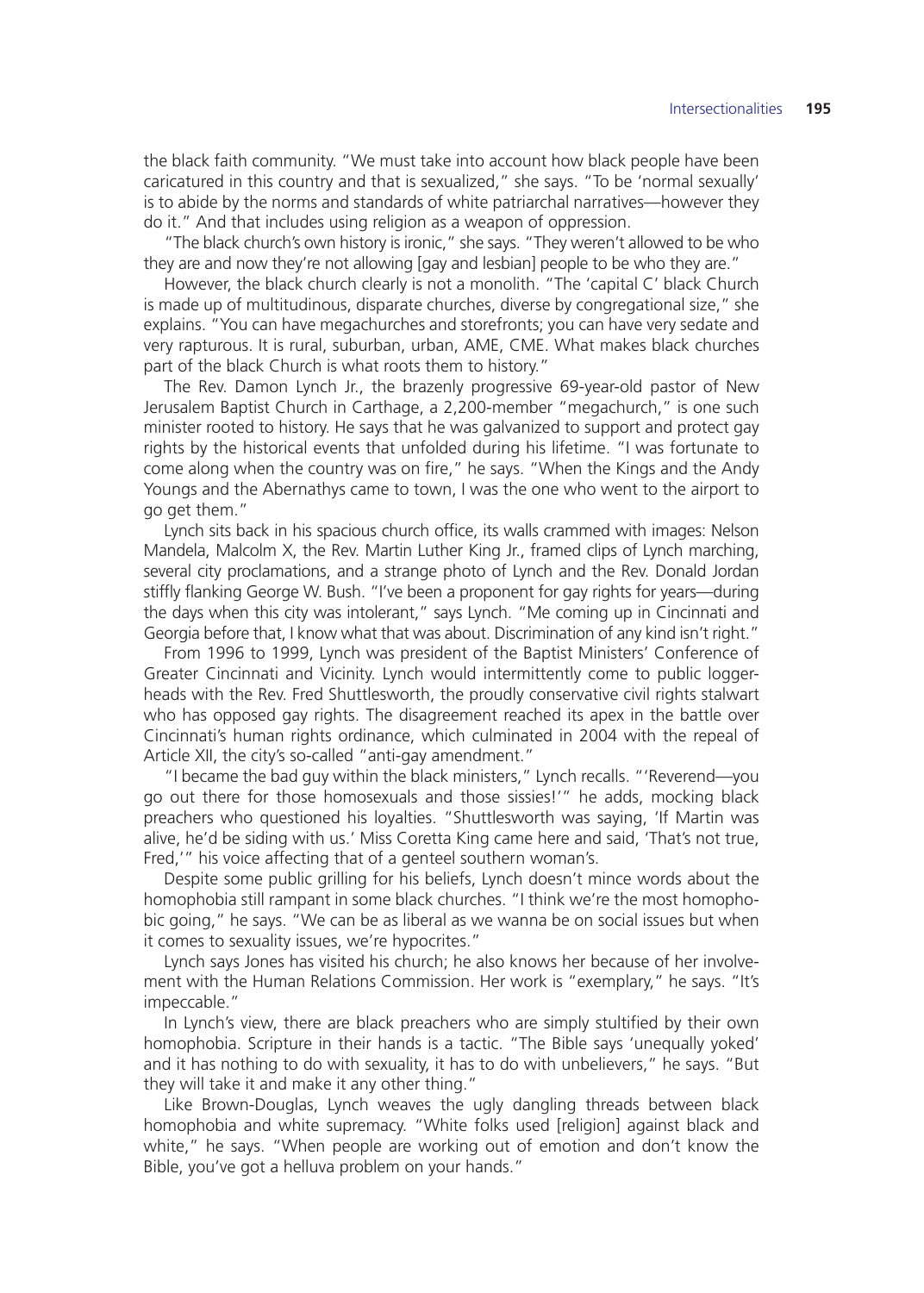the black faith community. "We must take into account how black people have been caricatured in this country and that is sexualized," she says. "To be 'normal sexually' is to abide by the norms and standards of white patriarchal narratives—however they do it." And that includes using religion as a weapon of oppression.

"The black church's own history is ironic," she says. "They weren't allowed to be who they are and now they're not allowing [gay and lesbian] people to be who they are."

However, the black church clearly is not a monolith. "The 'capital C' black Church is made up of multitudinous, disparate churches, diverse by congregational size," she explains. "You can have megachurches and storefronts; you can have very sedate and very rapturous. It is rural, suburban, urban, AME, CME. What makes black churches part of the black Church is what roots them to history."

The Rev. Damon Lynch Jr., the brazenly progressive 69-year-old pastor of New Jerusalem Baptist Church in Carthage, a 2,200-member "megachurch," is one such minister rooted to history. He says that he was galvanized to support and protect gay rights by the historical events that unfolded during his lifetime. "I was fortunate to come along when the country was on fire," he says. "When the Kings and the Andy Youngs and the Abernathys came to town, I was the one who went to the airport to go get them."

Lynch sits back in his spacious church office, its walls crammed with images: Nelson Mandela, Malcolm X, the Rev. Martin Luther King Jr., framed clips of Lynch marching, several city proclamations, and a strange photo of Lynch and the Rev. Donald Jordan stiffly flanking George W. Bush. "I've been a proponent for gay rights for years—during the days when this city was intolerant," says Lynch. "Me coming up in Cincinnati and Georgia before that, I know what that was about. Discrimination of any kind isn't right."

From 1996 to 1999, Lynch was president of the Baptist Ministers' Conference of Greater Cincinnati and Vicinity. Lynch would intermittently come to public loggerheads with the Rev. Fred Shuttlesworth, the proudly conservative civil rights stalwart who has opposed gay rights. The disagreement reached its apex in the battle over Cincinnati's human rights ordinance, which culminated in 2004 with the repeal of Article XII, the city's so-called "anti-gay amendment."

"I became the bad guy within the black ministers," Lynch recalls. "'Reverend—you go out there for those homosexuals and those sissies!'" he adds, mocking black preachers who questioned his loyalties. "Shuttlesworth was saying, 'If Martin was alive, he'd be siding with us.' Miss Coretta King came here and said, 'That's not true, Fred,'" his voice affecting that of a genteel southern woman's.

Despite some public grilling for his beliefs, Lynch doesn't mince words about the homophobia still rampant in some black churches. "I think we're the most homophobic going," he says. "We can be as liberal as we wanna be on social issues but when it comes to sexuality issues, we're hypocrites."

Lynch says Jones has visited his church; he also knows her because of her involvement with the Human Relations Commission. Her work is "exemplary," he says. "It's impeccable."

In Lynch's view, there are black preachers who are simply stultified by their own homophobia. Scripture in their hands is a tactic. "The Bible says 'unequally yoked' and it has nothing to do with sexuality, it has to do with unbelievers," he says. "But they will take it and make it any other thing."

Like Brown-Douglas, Lynch weaves the ugly dangling threads between black homophobia and white supremacy. "White folks used [religion] against black and white," he says. "When people are working out of emotion and don't know the Bible, you've got a helluva problem on your hands."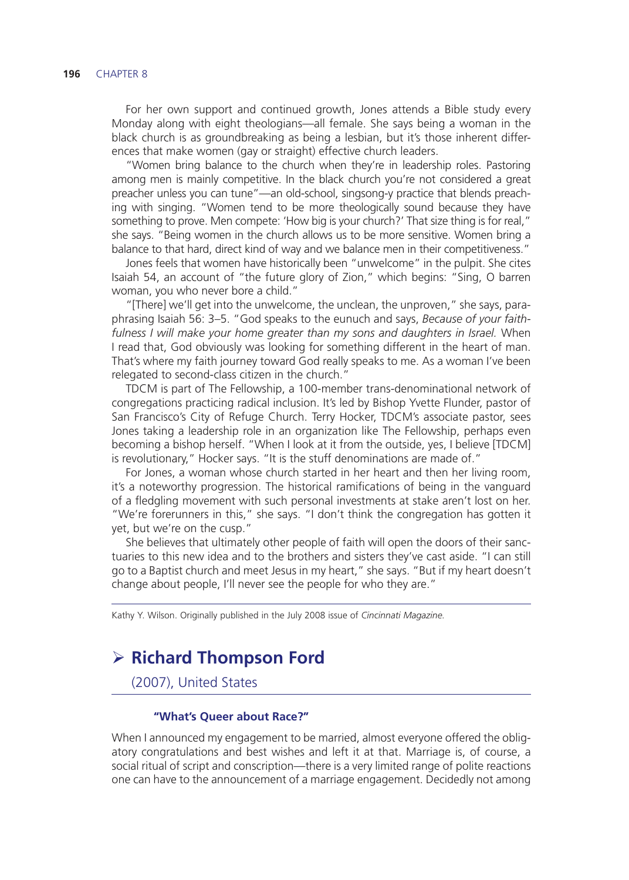For her own support and continued growth, Jones attends a Bible study every Monday along with eight theologians—all female. She says being a woman in the black church is as groundbreaking as being a lesbian, but it's those inherent differences that make women (gay or straight) effective church leaders.

"Women bring balance to the church when they're in leadership roles. Pastoring among men is mainly competitive. In the black church you're not considered a great preacher unless you can tune"—an old-school, singsong-y practice that blends preaching with singing. "Women tend to be more theologically sound because they have something to prove. Men compete: 'How big is your church?' That size thing is for real," she says. "Being women in the church allows us to be more sensitive. Women bring a balance to that hard, direct kind of way and we balance men in their competitiveness."

Jones feels that women have historically been "unwelcome" in the pulpit. She cites Isaiah 54, an account of "the future glory of Zion," which begins: "Sing, O barren woman, you who never bore a child."

"[There] we'll get into the unwelcome, the unclean, the unproven," she says, paraphrasing Isaiah 56: 3–5. "God speaks to the eunuch and says, *Because of your faithfulness I will make your home greater than my sons and daughters in Israel.* When I read that, God obviously was looking for something different in the heart of man. That's where my faith journey toward God really speaks to me. As a woman I've been relegated to second-class citizen in the church."

TDCM is part of The Fellowship, a 100-member trans-denominational network of congregations practicing radical inclusion. It's led by Bishop Yvette Flunder, pastor of San Francisco's City of Refuge Church. Terry Hocker, TDCM's associate pastor, sees Jones taking a leadership role in an organization like The Fellowship, perhaps even becoming a bishop herself. "When I look at it from the outside, yes, I believe [TDCM] is revolutionary," Hocker says. "It is the stuff denominations are made of."

For Jones, a woman whose church started in her heart and then her living room, it's a noteworthy progression. The historical ramifications of being in the vanguard of a fledgling movement with such personal investments at stake aren't lost on her. "We're forerunners in this," she says. "I don't think the congregation has gotten it yet, but we're on the cusp."

She believes that ultimately other people of faith will open the doors of their sanctuaries to this new idea and to the brothers and sisters they've cast aside. "I can still go to a Baptist church and meet Jesus in my heart," she says. "But if my heart doesn't change about people, I'll never see the people for who they are."

---

Kathy Y. Wilson. Originally published in the July 2008 issue of *Cincinnati Magazine.*

## ➢ Richard Thompson Ford

(2007), United States

### "What's Queer about Race?"

When I announced my engagement to be married, almost everyone offered the obligatory congratulations and best wishes and left it at that. Marriage is, of course, a social ritual of script and conscription—there is a very limited range of polite reactions one can have to the announcement of a marriage engagement. Decidedly not among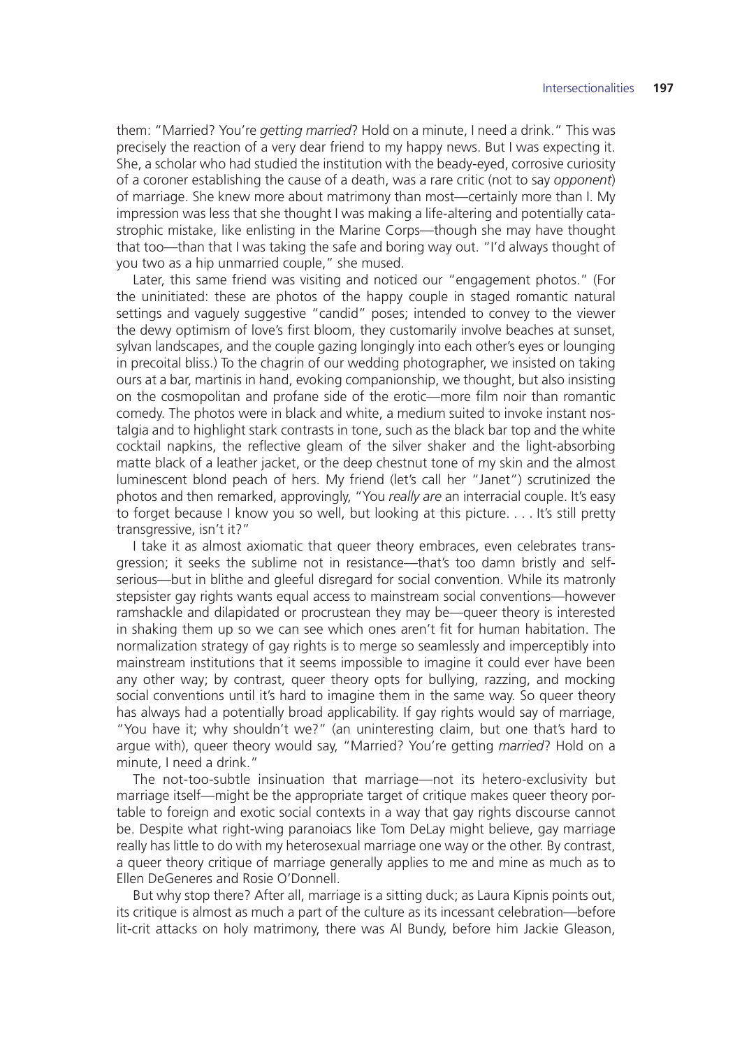them: "Married? You're *getting married*? Hold on a minute, I need a drink." This was precisely the reaction of a very dear friend to my happy news. But I was expecting it. She, a scholar who had studied the institution with the beady-eyed, corrosive curiosity of a coroner establishing the cause of a death, was a rare critic (not to say *opponent*) of marriage. She knew more about matrimony than most—certainly more than I. My impression was less that she thought I was making a life-altering and potentially catastrophic mistake, like enlisting in the Marine Corps—though she may have thought that too—than that I was taking the safe and boring way out. "I'd always thought of you two as a hip unmarried couple," she mused.

Later, this same friend was visiting and noticed our "engagement photos." (For the uninitiated: these are photos of the happy couple in staged romantic natural settings and vaguely suggestive "candid" poses; intended to convey to the viewer the dewy optimism of love's first bloom, they customarily involve beaches at sunset, sylvan landscapes, and the couple gazing longingly into each other's eyes or lounging in precoital bliss.) To the chagrin of our wedding photographer, we insisted on taking ours at a bar, martinis in hand, evoking companionship, we thought, but also insisting on the cosmopolitan and profane side of the erotic—more film noir than romantic comedy. The photos were in black and white, a medium suited to invoke instant nostalgia and to highlight stark contrasts in tone, such as the black bar top and the white cocktail napkins, the reflective gleam of the silver shaker and the light-absorbing matte black of a leather jacket, or the deep chestnut tone of my skin and the almost luminescent blond peach of hers. My friend (let's call her "Janet") scrutinized the photos and then remarked, approvingly, "You *really are* an interracial couple. It's easy to forget because I know you so well, but looking at this picture. . . . It's still pretty transgressive, isn't it?"

I take it as almost axiomatic that queer theory embraces, even celebrates transgression; it seeks the sublime not in resistance—that's too damn bristly and self-serious—but in blithe and gleeful disregard for social convention. While its matronly stepsister gay rights wants equal access to mainstream social conventions—however ramshackle and dilapidated or procrustean they may be—queer theory is interested in shaking them up so we can see which ones aren't fit for human habitation. The normalization strategy of gay rights is to merge so seamlessly and imperceptibly into mainstream institutions that it seems impossible to imagine it could ever have been any other way; by contrast, queer theory opts for bullying, razzing, and mocking social conventions until it's hard to imagine them in the same way. So queer theory has always had a potentially broad applicability. If gay rights would say of marriage, "You have it; why shouldn't we?" (an uninteresting claim, but one that's hard to argue with), queer theory would say, "Married? You're getting *married*? Hold on a minute, I need a drink."

The not-too-subtle insinuation that marriage—not its hetero-exclusivity but marriage itself—might be the appropriate target of critique makes queer theory portable to foreign and exotic social contexts in a way that gay rights discourse cannot be. Despite what right-wing paranoiacs like Tom DeLay might believe, gay marriage really has little to do with my heterosexual marriage one way or the other. By contrast, a queer theory critique of marriage generally applies to me and mine as much as to Ellen DeGeneres and Rosie O'Donnell.

But why stop there? After all, marriage is a sitting duck; as Laura Kipnis points out, its critique is almost as much a part of the culture as its incessant celebration—before lit-crit attacks on holy matrimony, there was Al Bundy, before him Jackie Gleason,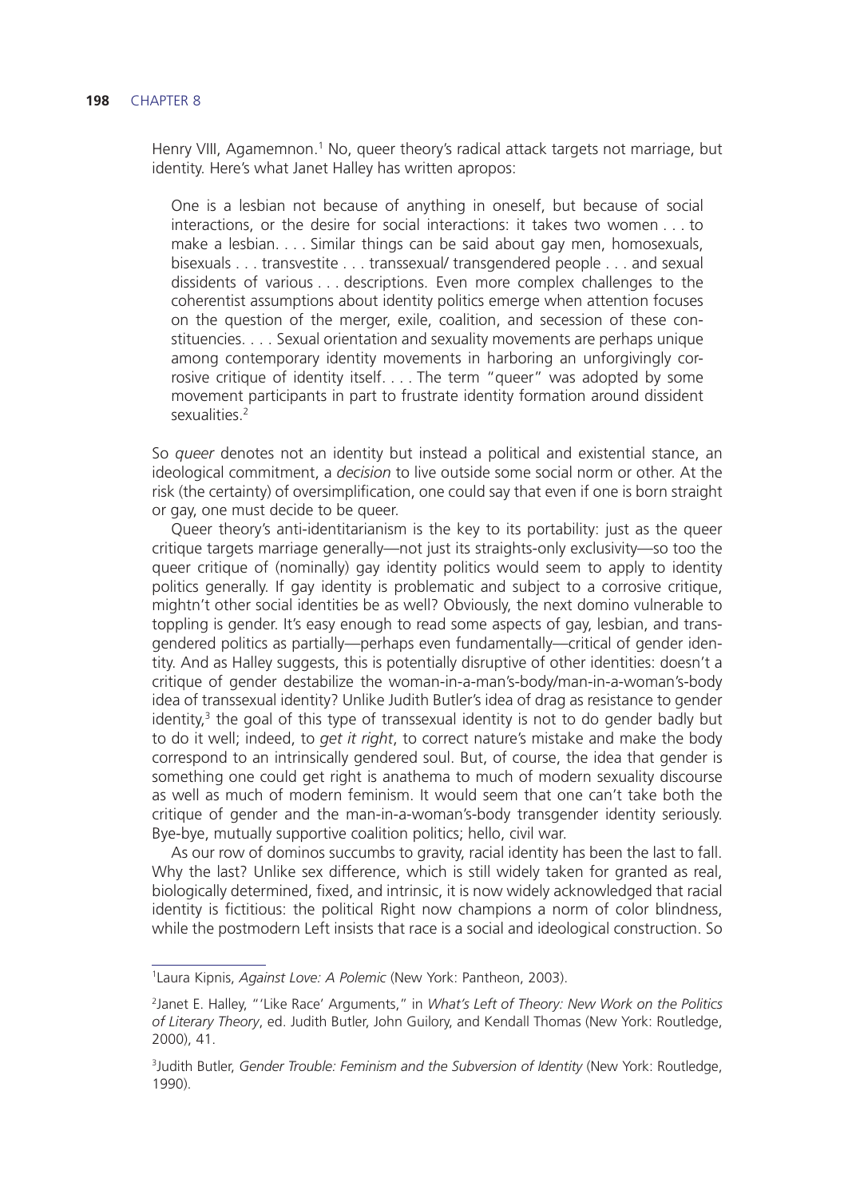Henry VIII, Agamemnon.[1] No, queer theory's radical attack targets not marriage, but identity. Here's what Janet Halley has written apropos:

> One is a lesbian not because of anything in oneself, but because of social interactions, or the desire for social interactions: it takes two women . . . to make a lesbian. . . . Similar things can be said about gay men, homosexuals, bisexuals . . . transvestite . . . transsexual/ transgendered people . . . and sexual dissidents of various . . . descriptions. Even more complex challenges to the coherentist assumptions about identity politics emerge when attention focuses on the question of the merger, exile, coalition, and secession of these constituencies. . . . Sexual orientation and sexuality movements are perhaps unique among contemporary identity movements in harboring an unforgivingly corrosive critique of identity itself. . . . The term "queer" was adopted by some movement participants in part to frustrate identity formation around dissident sexualities.[2]

So *queer* denotes not an identity but instead a political and existential stance, an ideological commitment, a *decision* to live outside some social norm or other. At the risk (the certainty) of oversimplification, one could say that even if one is born straight or gay, one must decide to be queer.

Queer theory's anti-identitarianism is the key to its portability: just as the queer critique targets marriage generally—not just its straights-only exclusivity—so too the queer critique of (nominally) gay identity politics would seem to apply to identity politics generally. If gay identity is problematic and subject to a corrosive critique, mightn't other social identities be as well? Obviously, the next domino vulnerable to toppling is gender. It's easy enough to read some aspects of gay, lesbian, and transgendered politics as partially—perhaps even fundamentally—critical of gender identity. And as Halley suggests, this is potentially disruptive of other identities: doesn't a critique of gender destabilize the woman-in-a-man's-body/man-in-a-woman's-body idea of transsexual identity? Unlike Judith Butler's idea of drag as resistance to gender identity,[3] the goal of this type of transsexual identity is not to do gender badly but to do it well; indeed, to *get it right*, to correct nature's mistake and make the body correspond to an intrinsically gendered soul. But, of course, the idea that gender is something one could get right is anathema to much of modern sexuality discourse as well as much of modern feminism. It would seem that one can't take both the critique of gender and the man-in-a-woman's-body transgender identity seriously. Bye-bye, mutually supportive coalition politics; hello, civil war.

As our row of dominos succumbs to gravity, racial identity has been the last to fall. Why the last? Unlike sex difference, which is still widely taken for granted as real, biologically determined, fixed, and intrinsic, it is now widely acknowledged that racial identity is fictitious: the political Right now champions a norm of color blindness, while the postmodern Left insists that race is a social and ideological construction. So

---

[1] Laura Kipnis, *Against Love: A Polemic* (New York: Pantheon, 2003).

[2] Janet E. Halley, "'Like Race' Arguments," in *What's Left of Theory: New Work on the Politics of Literary Theory*, ed. Judith Butler, John Guilory, and Kendall Thomas (New York: Routledge, 2000), 41.

[3] Judith Butler, *Gender Trouble: Feminism and the Subversion of Identity* (New York: Routledge, 1990).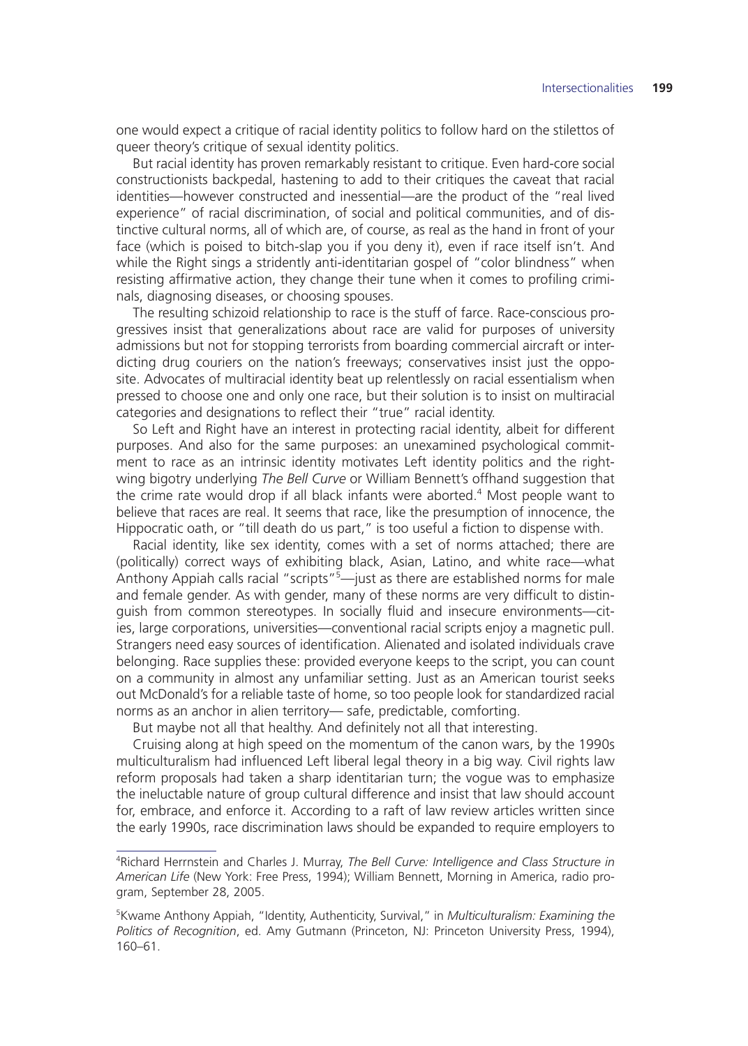one would expect a critique of racial identity politics to follow hard on the stilettos of queer theory's critique of sexual identity politics.

But racial identity has proven remarkably resistant to critique. Even hard-core social constructionists backpedal, hastening to add to their critiques the caveat that racial identities—however constructed and inessential—are the product of the "real lived experience" of racial discrimination, of social and political communities, and of distinctive cultural norms, all of which are, of course, as real as the hand in front of your face (which is poised to bitch-slap you if you deny it), even if race itself isn't. And while the Right sings a stridently anti-identitarian gospel of "color blindness" when resisting affirmative action, they change their tune when it comes to profiling criminals, diagnosing diseases, or choosing spouses.

The resulting schizoid relationship to race is the stuff of farce. Race-conscious progressives insist that generalizations about race are valid for purposes of university admissions but not for stopping terrorists from boarding commercial aircraft or interdicting drug couriers on the nation's freeways; conservatives insist just the opposite. Advocates of multiracial identity beat up relentlessly on racial essentialism when pressed to choose one and only one race, but their solution is to insist on multiracial categories and designations to reflect their "true" racial identity.

So Left and Right have an interest in protecting racial identity, albeit for different purposes. And also for the same purposes: an unexamined psychological commitment to race as an intrinsic identity motivates Left identity politics and the right-wing bigotry underlying *The Bell Curve* or William Bennett's offhand suggestion that the crime rate would drop if all black infants were aborted.[4] Most people want to believe that races are real. It seems that race, like the presumption of innocence, the Hippocratic oath, or "till death do us part," is too useful a fiction to dispense with.

Racial identity, like sex identity, comes with a set of norms attached; there are (politically) correct ways of exhibiting black, Asian, Latino, and white race—what Anthony Appiah calls racial "scripts"[5]—just as there are established norms for male and female gender. As with gender, many of these norms are very difficult to distinguish from common stereotypes. In socially fluid and insecure environments—cities, large corporations, universities—conventional racial scripts enjoy a magnetic pull. Strangers need easy sources of identification. Alienated and isolated individuals crave belonging. Race supplies these: provided everyone keeps to the script, you can count on a community in almost any unfamiliar setting. Just as an American tourist seeks out McDonald's for a reliable taste of home, so too people look for standardized racial norms as an anchor in alien territory— safe, predictable, comforting.

But maybe not all that healthy. And definitely not all that interesting.

Cruising along at high speed on the momentum of the canon wars, by the 1990s multiculturalism had influenced Left liberal legal theory in a big way. Civil rights law reform proposals had taken a sharp identitarian turn; the vogue was to emphasize the ineluctable nature of group cultural difference and insist that law should account for, embrace, and enforce it. According to a raft of law review articles written since the early 1990s, race discrimination laws should be expanded to require employers to

---

[4] Richard Herrnstein and Charles J. Murray, *The Bell Curve: Intelligence and Class Structure in American Life* (New York: Free Press, 1994); William Bennett, Morning in America, radio program, September 28, 2005.

[5] Kwame Anthony Appiah, "Identity, Authenticity, Survival," in *Multiculturalism: Examining the Politics of Recognition*, ed. Amy Gutmann (Princeton, NJ: Princeton University Press, 1994), 160–61.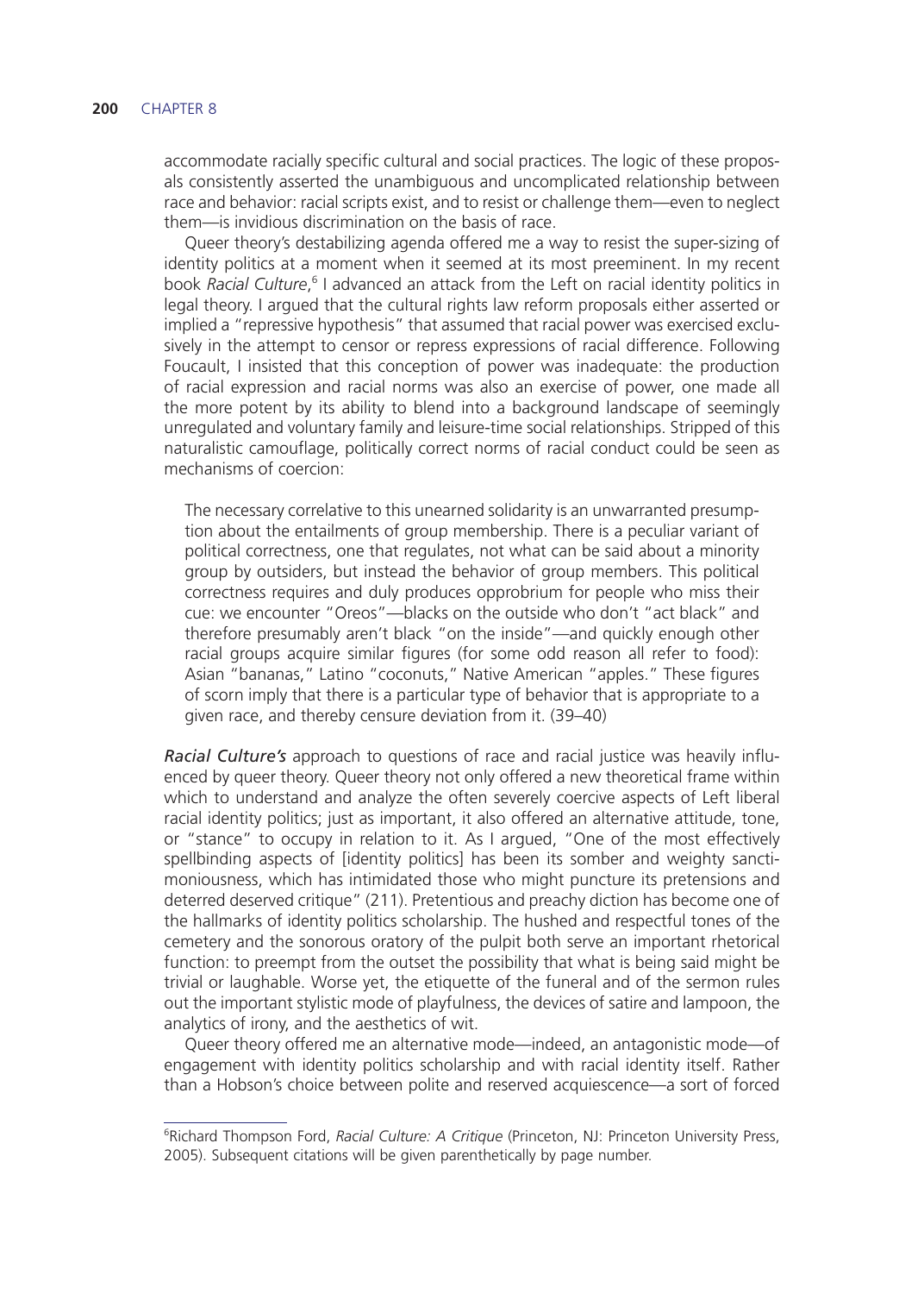accommodate racially specific cultural and social practices. The logic of these proposals consistently asserted the unambiguous and uncomplicated relationship between race and behavior: racial scripts exist, and to resist or challenge them—even to neglect them—is invidious discrimination on the basis of race.

Queer theory's destabilizing agenda offered me a way to resist the super-sizing of identity politics at a moment when it seemed at its most preeminent. In my recent book *Racial Culture*,[6] I advanced an attack from the Left on racial identity politics in legal theory. I argued that the cultural rights law reform proposals either asserted or implied a "repressive hypothesis" that assumed that racial power was exercised exclusively in the attempt to censor or repress expressions of racial difference. Following Foucault, I insisted that this conception of power was inadequate: the production of racial expression and racial norms was also an exercise of power, one made all the more potent by its ability to blend into a background landscape of seemingly unregulated and voluntary family and leisure-time social relationships. Stripped of this naturalistic camouflage, politically correct norms of racial conduct could be seen as mechanisms of coercion:

> The necessary correlative to this unearned solidarity is an unwarranted presumption about the entailments of group membership. There is a peculiar variant of political correctness, one that regulates, not what can be said about a minority group by outsiders, but instead the behavior of group members. This political correctness requires and duly produces opprobrium for people who miss their cue: we encounter "Oreos"—blacks on the outside who don't "act black" and therefore presumably aren't black "on the inside"—and quickly enough other racial groups acquire similar figures (for some odd reason all refer to food): Asian "bananas," Latino "coconuts," Native American "apples." These figures of scorn imply that there is a particular type of behavior that is appropriate to a given race, and thereby censure deviation from it. (39–40)

***Racial Culture's*** approach to questions of race and racial justice was heavily influenced by queer theory. Queer theory not only offered a new theoretical frame within which to understand and analyze the often severely coercive aspects of Left liberal racial identity politics; just as important, it also offered an alternative attitude, tone, or "stance" to occupy in relation to it. As I argued, "One of the most effectively spellbinding aspects of [identity politics] has been its somber and weighty sanctimoniousness, which has intimidated those who might puncture its pretensions and deterred deserved critique" (211). Pretentious and preachy diction has become one of the hallmarks of identity politics scholarship. The hushed and respectful tones of the cemetery and the sonorous oratory of the pulpit both serve an important rhetorical function: to preempt from the outset the possibility that what is being said might be trivial or laughable. Worse yet, the etiquette of the funeral and of the sermon rules out the important stylistic mode of playfulness, the devices of satire and lampoon, the analytics of irony, and the aesthetics of wit.

Queer theory offered me an alternative mode—indeed, an antagonistic mode—of engagement with identity politics scholarship and with racial identity itself. Rather than a Hobson's choice between polite and reserved acquiescence—a sort of forced

---

[6]Richard Thompson Ford, *Racial Culture: A Critique* (Princeton, NJ: Princeton University Press, 2005). Subsequent citations will be given parenthetically by page number.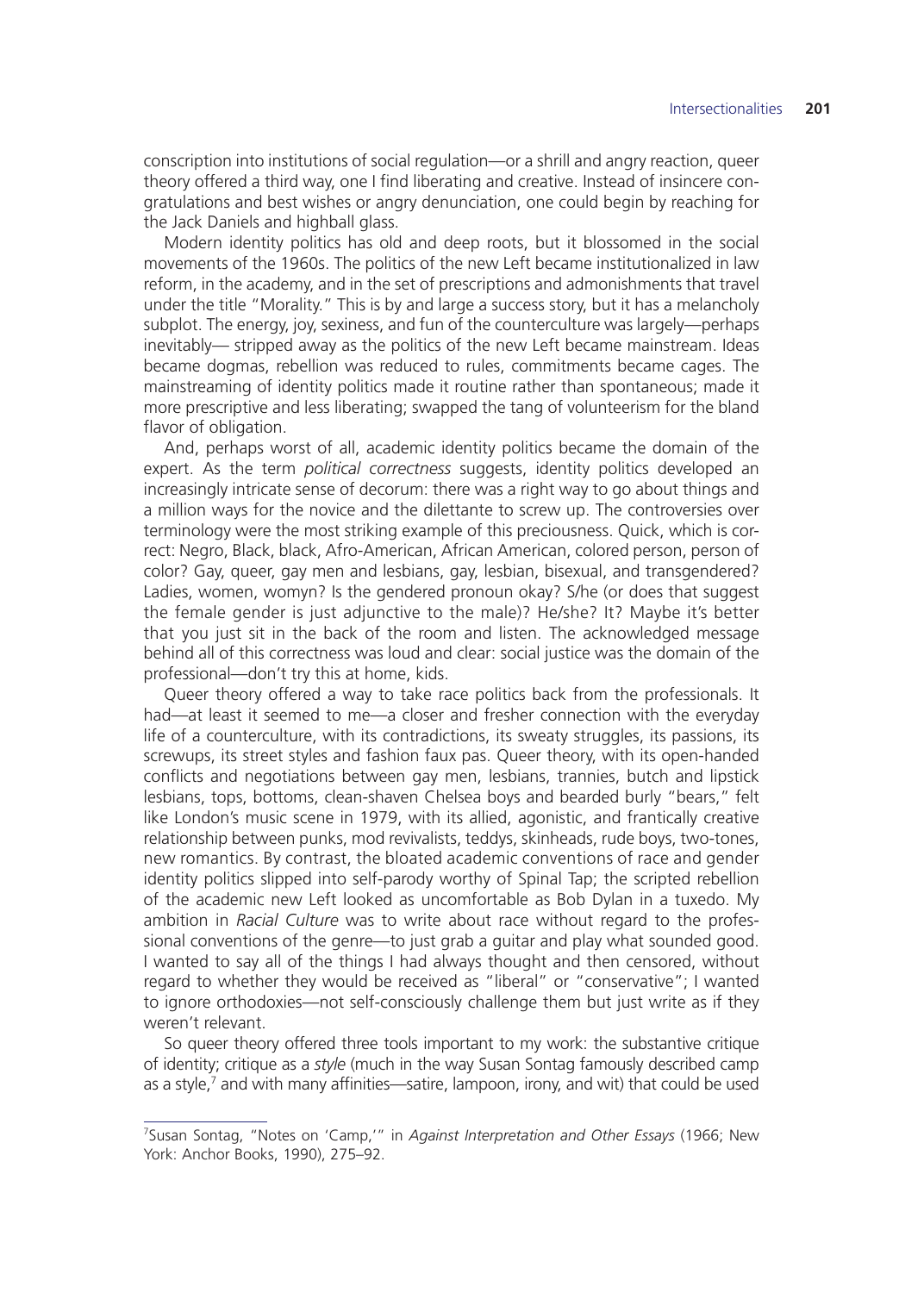conscription into institutions of social regulation—or a shrill and angry reaction, queer theory offered a third way, one I find liberating and creative. Instead of insincere congratulations and best wishes or angry denunciation, one could begin by reaching for the Jack Daniels and highball glass.

Modern identity politics has old and deep roots, but it blossomed in the social movements of the 1960s. The politics of the new Left became institutionalized in law reform, in the academy, and in the set of prescriptions and admonishments that travel under the title "Morality." This is by and large a success story, but it has a melancholy subplot. The energy, joy, sexiness, and fun of the counterculture was largely—perhaps inevitably— stripped away as the politics of the new Left became mainstream. Ideas became dogmas, rebellion was reduced to rules, commitments became cages. The mainstreaming of identity politics made it routine rather than spontaneous; made it more prescriptive and less liberating; swapped the tang of volunteerism for the bland flavor of obligation.

And, perhaps worst of all, academic identity politics became the domain of the expert. As the term *political correctness* suggests, identity politics developed an increasingly intricate sense of decorum: there was a right way to go about things and a million ways for the novice and the dilettante to screw up. The controversies over terminology were the most striking example of this preciousness. Quick, which is correct: Negro, Black, black, Afro-American, African American, colored person, person of color? Gay, queer, gay men and lesbians, gay, lesbian, bisexual, and transgendered? Ladies, women, womyn? Is the gendered pronoun okay? S/he (or does that suggest the female gender is just adjunctive to the male)? He/she? It? Maybe it's better that you just sit in the back of the room and listen. The acknowledged message behind all of this correctness was loud and clear: social justice was the domain of the professional—don't try this at home, kids.

Queer theory offered a way to take race politics back from the professionals. It had—at least it seemed to me—a closer and fresher connection with the everyday life of a counterculture, with its contradictions, its sweaty struggles, its passions, its screwups, its street styles and fashion faux pas. Queer theory, with its open-handed conflicts and negotiations between gay men, lesbians, trannies, butch and lipstick lesbians, tops, bottoms, clean-shaven Chelsea boys and bearded burly "bears," felt like London's music scene in 1979, with its allied, agonistic, and frantically creative relationship between punks, mod revivalists, teddys, skinheads, rude boys, two-tones, new romantics. By contrast, the bloated academic conventions of race and gender identity politics slipped into self-parody worthy of Spinal Tap; the scripted rebellion of the academic new Left looked as uncomfortable as Bob Dylan in a tuxedo. My ambition in *Racial Culture* was to write about race without regard to the professional conventions of the genre—to just grab a guitar and play what sounded good. I wanted to say all of the things I had always thought and then censored, without regard to whether they would be received as "liberal" or "conservative"; I wanted to ignore orthodoxies—not self-consciously challenge them but just write as if they weren't relevant.

So queer theory offered three tools important to my work: the substantive critique of identity; critique as a *style* (much in the way Susan Sontag famously described camp as a style,[7] and with many affinities—satire, lampoon, irony, and wit) that could be used

[7] Susan Sontag, "Notes on 'Camp,'" in *Against Interpretation and Other Essays* (1966; New York: Anchor Books, 1990), 275–92.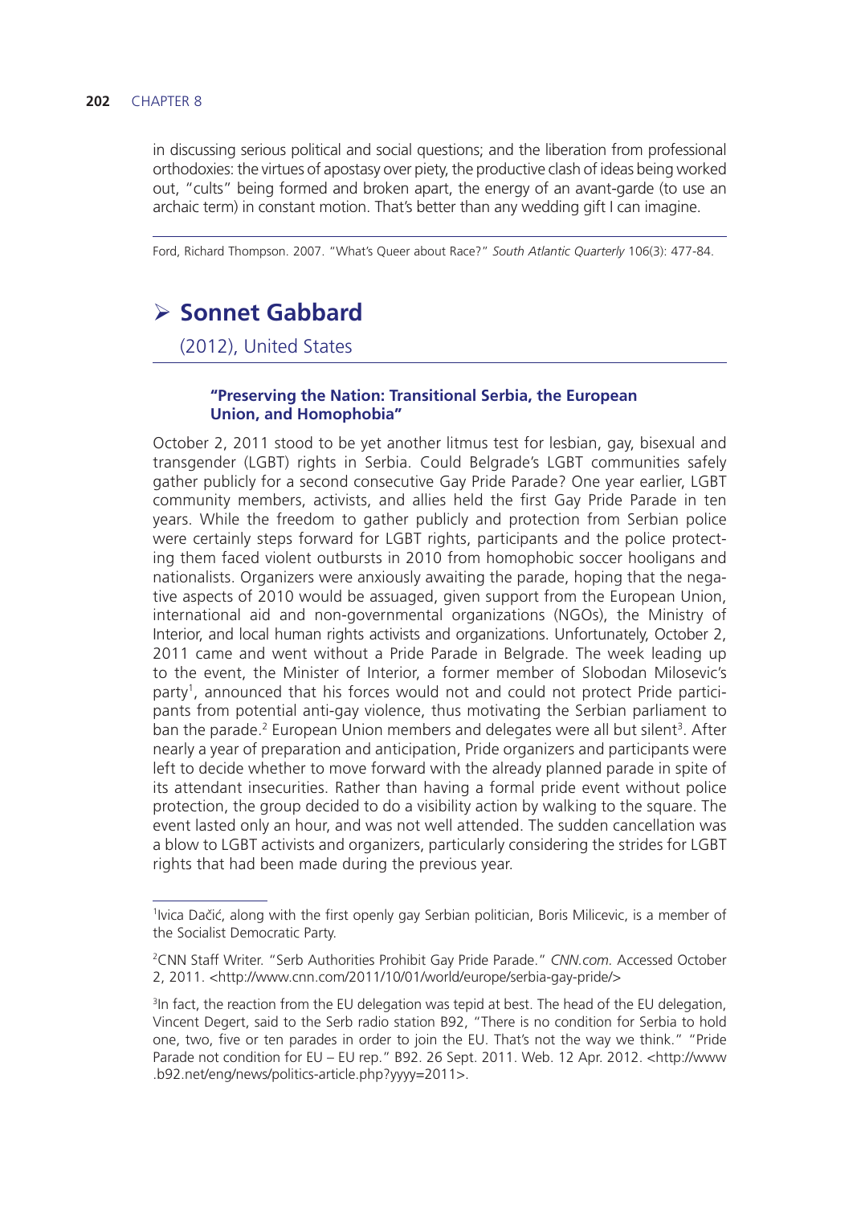in discussing serious political and social questions; and the liberation from professional orthodoxies: the virtues of apostasy over piety, the productive clash of ideas being worked out, "cults" being formed and broken apart, the energy of an avant-garde (to use an archaic term) in constant motion. That's better than any wedding gift I can imagine.

---

Ford, Richard Thompson. 2007. "What's Queer about Race?" *South Atlantic Quarterly* 106(3): 477-84.

## ➢ Sonnet Gabbard

(2012), United States

---

### "Preserving the Nation: Transitional Serbia, the European Union, and Homophobia"

October 2, 2011 stood to be yet another litmus test for lesbian, gay, bisexual and transgender (LGBT) rights in Serbia. Could Belgrade's LGBT communities safely gather publicly for a second consecutive Gay Pride Parade? One year earlier, LGBT community members, activists, and allies held the first Gay Pride Parade in ten years. While the freedom to gather publicly and protection from Serbian police were certainly steps forward for LGBT rights, participants and the police protecting them faced violent outbursts in 2010 from homophobic soccer hooligans and nationalists. Organizers were anxiously awaiting the parade, hoping that the negative aspects of 2010 would be assuaged, given support from the European Union, international aid and non-governmental organizations (NGOs), the Ministry of Interior, and local human rights activists and organizations. Unfortunately, October 2, 2011 came and went without a Pride Parade in Belgrade. The week leading up to the event, the Minister of Interior, a former member of Slobodan Milosevic's party[1], announced that his forces would not and could not protect Pride participants from potential anti-gay violence, thus motivating the Serbian parliament to ban the parade.[2] European Union members and delegates were all but silent[3]. After nearly a year of preparation and anticipation, Pride organizers and participants were left to decide whether to move forward with the already planned parade in spite of its attendant insecurities. Rather than having a formal pride event without police protection, the group decided to do a visibility action by walking to the square. The event lasted only an hour, and was not well attended. The sudden cancellation was a blow to LGBT activists and organizers, particularly considering the strides for LGBT rights that had been made during the previous year.

---

[1] Ivica Dačić, along with the first openly gay Serbian politician, Boris Milicevic, is a member of the Socialist Democratic Party.

[2] CNN Staff Writer. "Serb Authorities Prohibit Gay Pride Parade." *CNN.com.* Accessed October 2, 2011. <http://www.cnn.com/2011/10/01/world/europe/serbia-gay-pride/>

[3] In fact, the reaction from the EU delegation was tepid at best. The head of the EU delegation, Vincent Degert, said to the Serb radio station B92, "There is no condition for Serbia to hold one, two, five or ten parades in order to join the EU. That's not the way we think." "Pride Parade not condition for EU – EU rep." B92. 26 Sept. 2011. Web. 12 Apr. 2012. <http://www.b92.net/eng/news/politics-article.php?yyyy=2011>.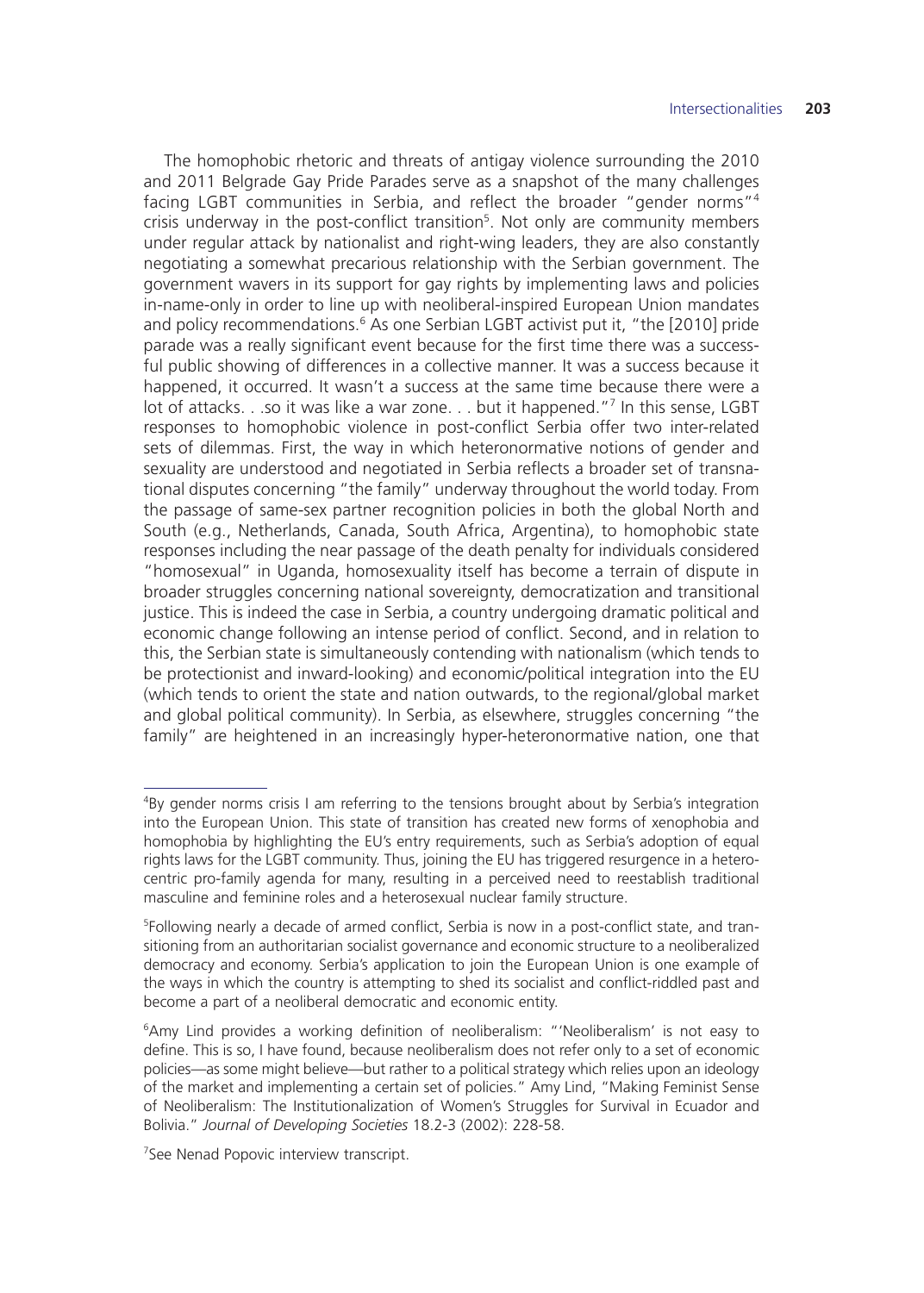The homophobic rhetoric and threats of antigay violence surrounding the 2010 and 2011 Belgrade Gay Pride Parades serve as a snapshot of the many challenges facing LGBT communities in Serbia, and reflect the broader "gender norms"[4] crisis underway in the post-conflict transition[5]. Not only are community members under regular attack by nationalist and right-wing leaders, they are also constantly negotiating a somewhat precarious relationship with the Serbian government. The government wavers in its support for gay rights by implementing laws and policies in-name-only in order to line up with neoliberal-inspired European Union mandates and policy recommendations.[6] As one Serbian LGBT activist put it, "the [2010] pride parade was a really significant event because for the first time there was a successful public showing of differences in a collective manner. It was a success because it happened, it occurred. It wasn't a success at the same time because there were a lot of attacks. . .so it was like a war zone. . . but it happened."[7] In this sense, LGBT responses to homophobic violence in post-conflict Serbia offer two inter-related sets of dilemmas. First, the way in which heteronormative notions of gender and sexuality are understood and negotiated in Serbia reflects a broader set of transnational disputes concerning "the family" underway throughout the world today. From the passage of same-sex partner recognition policies in both the global North and South (e.g., Netherlands, Canada, South Africa, Argentina), to homophobic state responses including the near passage of the death penalty for individuals considered "homosexual" in Uganda, homosexuality itself has become a terrain of dispute in broader struggles concerning national sovereignty, democratization and transitional justice. This is indeed the case in Serbia, a country undergoing dramatic political and economic change following an intense period of conflict. Second, and in relation to this, the Serbian state is simultaneously contending with nationalism (which tends to be protectionist and inward-looking) and economic/political integration into the EU (which tends to orient the state and nation outwards, to the regional/global market and global political community). In Serbia, as elsewhere, struggles concerning "the family" are heightened in an increasingly hyper-heteronormative nation, one that

---

[4]By gender norms crisis I am referring to the tensions brought about by Serbia's integration into the European Union. This state of transition has created new forms of xenophobia and homophobia by highlighting the EU's entry requirements, such as Serbia's adoption of equal rights laws for the LGBT community. Thus, joining the EU has triggered resurgence in a hetero-centric pro-family agenda for many, resulting in a perceived need to reestablish traditional masculine and feminine roles and a heterosexual nuclear family structure.

[5]Following nearly a decade of armed conflict, Serbia is now in a post-conflict state, and transitioning from an authoritarian socialist governance and economic structure to a neoliberalized democracy and economy. Serbia's application to join the European Union is one example of the ways in which the country is attempting to shed its socialist and conflict-riddled past and become a part of a neoliberal democratic and economic entity.

[6]Amy Lind provides a working definition of neoliberalism: "'Neoliberalism' is not easy to define. This is so, I have found, because neoliberalism does not refer only to a set of economic policies—as some might believe—but rather to a political strategy which relies upon an ideology of the market and implementing a certain set of policies." Amy Lind, "Making Feminist Sense of Neoliberalism: The Institutionalization of Women's Struggles for Survival in Ecuador and Bolivia." *Journal of Developing Societies* 18.2-3 (2002): 228-58.

[7]See Nenad Popovic interview transcript.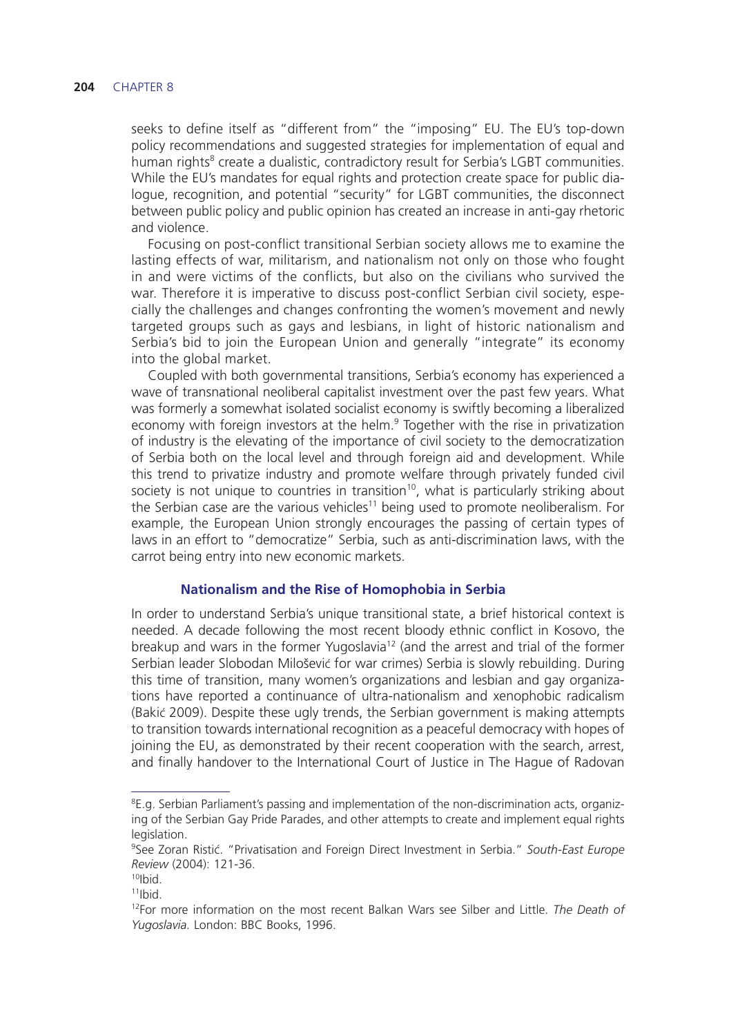seeks to define itself as "different from" the "imposing" EU. The EU's top-down policy recommendations and suggested strategies for implementation of equal and human rights[8] create a dualistic, contradictory result for Serbia's LGBT communities. While the EU's mandates for equal rights and protection create space for public dialogue, recognition, and potential "security" for LGBT communities, the disconnect between public policy and public opinion has created an increase in anti-gay rhetoric and violence.

Focusing on post-conflict transitional Serbian society allows me to examine the lasting effects of war, militarism, and nationalism not only on those who fought in and were victims of the conflicts, but also on the civilians who survived the war. Therefore it is imperative to discuss post-conflict Serbian civil society, especially the challenges and changes confronting the women's movement and newly targeted groups such as gays and lesbians, in light of historic nationalism and Serbia's bid to join the European Union and generally "integrate" its economy into the global market.

Coupled with both governmental transitions, Serbia's economy has experienced a wave of transnational neoliberal capitalist investment over the past few years. What was formerly a somewhat isolated socialist economy is swiftly becoming a liberalized economy with foreign investors at the helm.[9] Together with the rise in privatization of industry is the elevating of the importance of civil society to the democratization of Serbia both on the local level and through foreign aid and development. While this trend to privatize industry and promote welfare through privately funded civil society is not unique to countries in transition[10], what is particularly striking about the Serbian case are the various vehicles[11] being used to promote neoliberalism. For example, the European Union strongly encourages the passing of certain types of laws in an effort to "democratize" Serbia, such as anti-discrimination laws, with the carrot being entry into new economic markets.

### Nationalism and the Rise of Homophobia in Serbia

In order to understand Serbia's unique transitional state, a brief historical context is needed. A decade following the most recent bloody ethnic conflict in Kosovo, the breakup and wars in the former Yugoslavia[12] (and the arrest and trial of the former Serbian leader Slobodan Milošević for war crimes) Serbia is slowly rebuilding. During this time of transition, many women's organizations and lesbian and gay organizations have reported a continuance of ultra-nationalism and xenophobic radicalism (Bakić 2009). Despite these ugly trends, the Serbian government is making attempts to transition towards international recognition as a peaceful democracy with hopes of joining the EU, as demonstrated by their recent cooperation with the search, arrest, and finally handover to the International Court of Justice in The Hague of Radovan

---

[8]E.g. Serbian Parliament's passing and implementation of the non-discrimination acts, organizing of the Serbian Gay Pride Parades, and other attempts to create and implement equal rights legislation.

[9]See Zoran Ristić. "Privatisation and Foreign Direct Investment in Serbia." *South-East Europe Review* (2004): 121-36.

[10]Ibid.

[11]Ibid.

[12]For more information on the most recent Balkan Wars see Silber and Little. *The Death of Yugoslavia.* London: BBC Books, 1996.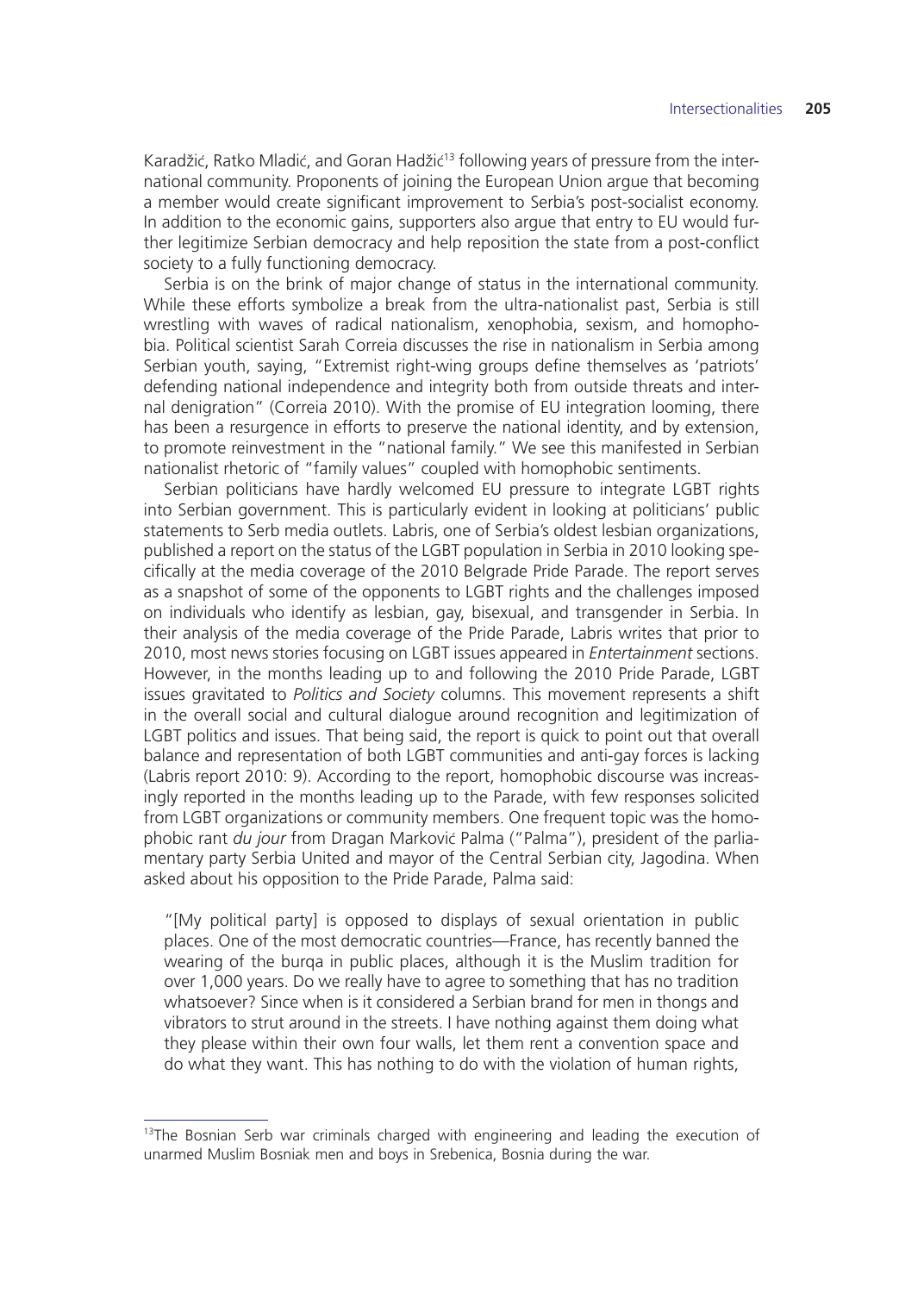Karadžić, Ratko Mladić, and Goran Hadžić[13] following years of pressure from the international community. Proponents of joining the European Union argue that becoming a member would create significant improvement to Serbia's post-socialist economy. In addition to the economic gains, supporters also argue that entry to EU would further legitimize Serbian democracy and help reposition the state from a post-conflict society to a fully functioning democracy.

Serbia is on the brink of major change of status in the international community. While these efforts symbolize a break from the ultra-nationalist past, Serbia is still wrestling with waves of radical nationalism, xenophobia, sexism, and homophobia. Political scientist Sarah Correia discusses the rise in nationalism in Serbia among Serbian youth, saying, "Extremist right-wing groups define themselves as 'patriots' defending national independence and integrity both from outside threats and internal denigration" (Correia 2010). With the promise of EU integration looming, there has been a resurgence in efforts to preserve the national identity, and by extension, to promote reinvestment in the "national family." We see this manifested in Serbian nationalist rhetoric of "family values" coupled with homophobic sentiments.

Serbian politicians have hardly welcomed EU pressure to integrate LGBT rights into Serbian government. This is particularly evident in looking at politicians' public statements to Serb media outlets. Labris, one of Serbia's oldest lesbian organizations, published a report on the status of the LGBT population in Serbia in 2010 looking specifically at the media coverage of the 2010 Belgrade Pride Parade. The report serves as a snapshot of some of the opponents to LGBT rights and the challenges imposed on individuals who identify as lesbian, gay, bisexual, and transgender in Serbia. In their analysis of the media coverage of the Pride Parade, Labris writes that prior to 2010, most news stories focusing on LGBT issues appeared in *Entertainment* sections. However, in the months leading up to and following the 2010 Pride Parade, LGBT issues gravitated to *Politics and Society* columns. This movement represents a shift in the overall social and cultural dialogue around recognition and legitimization of LGBT politics and issues. That being said, the report is quick to point out that overall balance and representation of both LGBT communities and anti-gay forces is lacking (Labris report 2010: 9). According to the report, homophobic discourse was increasingly reported in the months leading up to the Parade, with few responses solicited from LGBT organizations or community members. One frequent topic was the homophobic rant *du jour* from Dragan Marković Palma ("Palma"), president of the parliamentary party Serbia United and mayor of the Central Serbian city, Jagodina. When asked about his opposition to the Pride Parade, Palma said:

> "[My political party] is opposed to displays of sexual orientation in public places. One of the most democratic countries—France, has recently banned the wearing of the burqa in public places, although it is the Muslim tradition for over 1,000 years. Do we really have to agree to something that has no tradition whatsoever? Since when is it considered a Serbian brand for men in thongs and vibrators to strut around in the streets. I have nothing against them doing what they please within their own four walls, let them rent a convention space and do what they want. This has nothing to do with the violation of human rights,

[13] The Bosnian Serb war criminals charged with engineering and leading the execution of unarmed Muslim Bosniak men and boys in Srebenica, Bosnia during the war.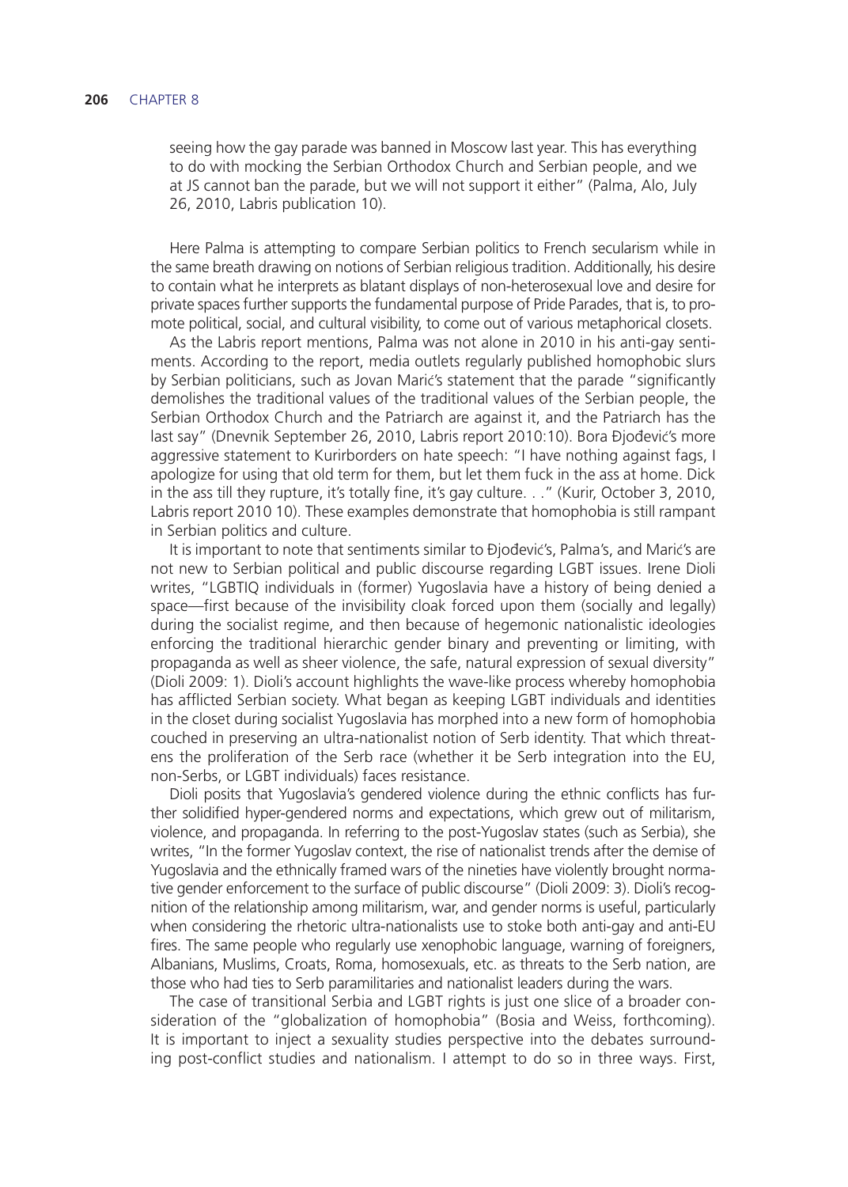seeing how the gay parade was banned in Moscow last year. This has everything to do with mocking the Serbian Orthodox Church and Serbian people, and we at JS cannot ban the parade, but we will not support it either" (Palma, Alo, July 26, 2010, Labris publication 10).

Here Palma is attempting to compare Serbian politics to French secularism while in the same breath drawing on notions of Serbian religious tradition. Additionally, his desire to contain what he interprets as blatant displays of non-heterosexual love and desire for private spaces further supports the fundamental purpose of Pride Parades, that is, to promote political, social, and cultural visibility, to come out of various metaphorical closets.

As the Labris report mentions, Palma was not alone in 2010 in his anti-gay sentiments. According to the report, media outlets regularly published homophobic slurs by Serbian politicians, such as Jovan Marić's statement that the parade "significantly demolishes the traditional values of the traditional values of the Serbian people, the Serbian Orthodox Church and the Patriarch are against it, and the Patriarch has the last say" (Dnevnik September 26, 2010, Labris report 2010:10). Bora Đjođević's more aggressive statement to Kurirborders on hate speech: "I have nothing against fags, I apologize for using that old term for them, but let them fuck in the ass at home. Dick in the ass till they rupture, it's totally fine, it's gay culture. . ." (Kurir, October 3, 2010, Labris report 2010 10). These examples demonstrate that homophobia is still rampant in Serbian politics and culture.

It is important to note that sentiments similar to Đjođević's, Palma's, and Marić's are not new to Serbian political and public discourse regarding LGBT issues. Irene Dioli writes, "LGBTIQ individuals in (former) Yugoslavia have a history of being denied a space—first because of the invisibility cloak forced upon them (socially and legally) during the socialist regime, and then because of hegemonic nationalistic ideologies enforcing the traditional hierarchic gender binary and preventing or limiting, with propaganda as well as sheer violence, the safe, natural expression of sexual diversity" (Dioli 2009: 1). Dioli's account highlights the wave-like process whereby homophobia has afflicted Serbian society. What began as keeping LGBT individuals and identities in the closet during socialist Yugoslavia has morphed into a new form of homophobia couched in preserving an ultra-nationalist notion of Serb identity. That which threatens the proliferation of the Serb race (whether it be Serb integration into the EU, non-Serbs, or LGBT individuals) faces resistance.

Dioli posits that Yugoslavia's gendered violence during the ethnic conflicts has further solidified hyper-gendered norms and expectations, which grew out of militarism, violence, and propaganda. In referring to the post-Yugoslav states (such as Serbia), she writes, "In the former Yugoslav context, the rise of nationalist trends after the demise of Yugoslavia and the ethnically framed wars of the nineties have violently brought normative gender enforcement to the surface of public discourse" (Dioli 2009: 3). Dioli's recognition of the relationship among militarism, war, and gender norms is useful, particularly when considering the rhetoric ultra-nationalists use to stoke both anti-gay and anti-EU fires. The same people who regularly use xenophobic language, warning of foreigners, Albanians, Muslims, Croats, Roma, homosexuals, etc. as threats to the Serb nation, are those who had ties to Serb paramilitaries and nationalist leaders during the wars.

The case of transitional Serbia and LGBT rights is just one slice of a broader consideration of the "globalization of homophobia" (Bosia and Weiss, forthcoming). It is important to inject a sexuality studies perspective into the debates surrounding post-conflict studies and nationalism. I attempt to do so in three ways. First,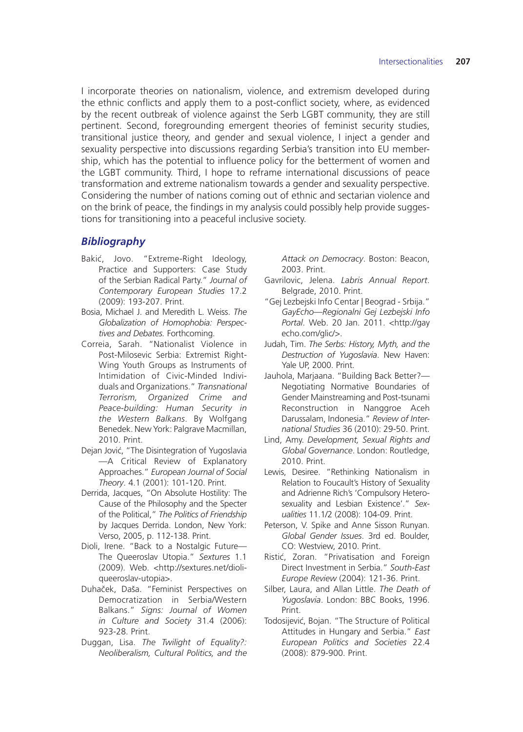I incorporate theories on nationalism, violence, and extremism developed during the ethnic conflicts and apply them to a post-conflict society, where, as evidenced by the recent outbreak of violence against the Serb LGBT community, they are still pertinent. Second, foregrounding emergent theories of feminist security studies, transitional justice theory, and gender and sexual violence, I inject a gender and sexuality perspective into discussions regarding Serbia's transition into EU membership, which has the potential to influence policy for the betterment of women and the LGBT community. Third, I hope to reframe international discussions of peace transformation and extreme nationalism towards a gender and sexuality perspective. Considering the number of nations coming out of ethnic and sectarian violence and on the brink of peace, the findings in my analysis could possibly help provide suggestions for transitioning into a peaceful inclusive society.

## *Bibliography*

Bakić, Jovo. "Extreme-Right Ideology, Practice and Supporters: Case Study of the Serbian Radical Party." *Journal of Contemporary European Studies* 17.2 (2009): 193-207. Print.

Bosia, Michael J. and Meredith L. Weiss. *The Globalization of Homophobia: Perspectives and Debates.* Forthcoming.

Correia, Sarah. "Nationalist Violence in Post-Milosevic Serbia: Extremist Right-Wing Youth Groups as Instruments of Intimidation of Civic-Minded Individuals and Organizations." *Transnational Terrorism, Organized Crime and Peace-building: Human Security in the Western Balkans*. By Wolfgang Benedek. New York: Palgrave Macmillan, 2010. Print.

Dejan Jović, "The Disintegration of Yugoslavia—A Critical Review of Explanatory Approaches." *European Journal of Social Theory*. 4.1 (2001): 101-120. Print.

Derrida, Jacques, "On Absolute Hostility: The Cause of the Philosophy and the Specter of the Political," *The Politics of Friendship* by Jacques Derrida. London, New York: Verso, 2005, p. 112-138. Print.

Dioli, Irene. "Back to a Nostalgic Future—The Queeroslav Utopia." *Sextures* 1.1 (2009). Web. <http://sextures.net/dioli-queeroslav-utopia>.

Duhaček, Daša. "Feminist Perspectives on Democratization in Serbia/Western Balkans." *Signs: Journal of Women in Culture and Society* 31.4 (2006): 923-28. Print.

Duggan, Lisa. *The Twilight of Equality?: Neoliberalism, Cultural Politics, and the Attack on Democracy*. Boston: Beacon, 2003. Print.

Gavrilovic, Jelena. *Labris Annual Report*. Belgrade, 2010. Print.

"Gej Lezbejski Info Centar | Beograd - Srbija." *GayEcho—Regionalni Gej Lezbejski Info Portal*. Web. 20 Jan. 2011. <http://gayecho.com/glic/>.

Judah, Tim. *The Serbs: History, Myth, and the Destruction of Yugoslavia*. New Haven: Yale UP, 2000. Print.

Jauhola, Marjaana. "Building Back Better?—Negotiating Normative Boundaries of Gender Mainstreaming and Post-tsunami Reconstruction in Nanggroe Aceh Darussalam, Indonesia." *Review of International Studies* 36 (2010): 29-50. Print.

Lind, Amy. *Development, Sexual Rights and Global Governance*. London: Routledge, 2010. Print.

Lewis, Desiree. "Rethinking Nationalism in Relation to Foucault's History of Sexuality and Adrienne Rich's 'Compulsory Heterosexuality and Lesbian Existence'." *Sexualities* 11.1/2 (2008): 104-09. Print.

Peterson, V. Spike and Anne Sisson Runyan. *Global Gender Issues*. 3rd ed. Boulder, CO: Westview, 2010. Print.

Ristić, Zoran. "Privatisation and Foreign Direct Investment in Serbia." *South-East Europe Review* (2004): 121-36. Print.

Silber, Laura, and Allan Little. *The Death of Yugoslavia*. London: BBC Books, 1996. Print.

Todosijević, Bojan. "The Structure of Political Attitudes in Hungary and Serbia." *East European Politics and Societies* 22.4 (2008): 879-900. Print.